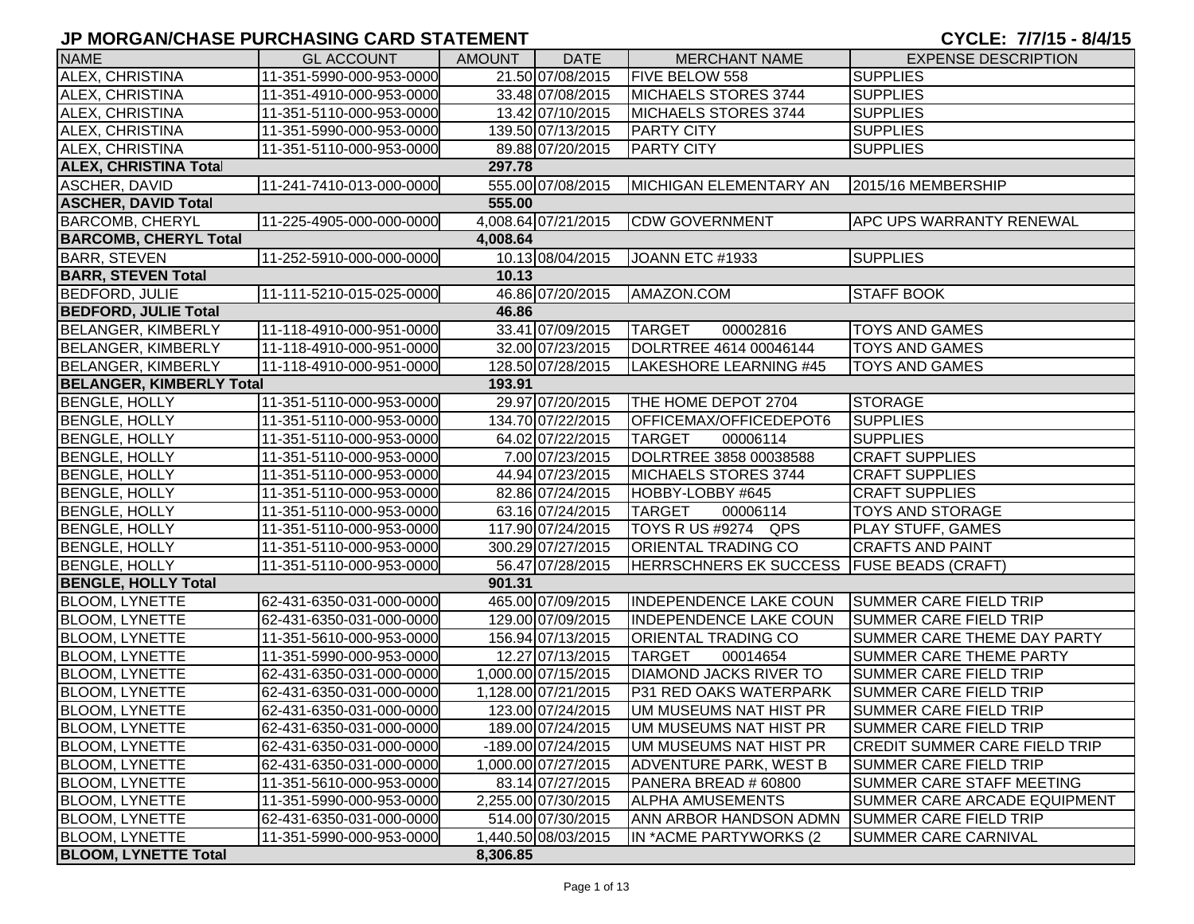# JP MORGAN/CHASE PURCHASING CARD STATEMENT

**CYCLE: 7/7/15 - 8/4/15**

| NAME | GL ACCOUNT | AMOUNT | DATE | MERCHANT NAME | EXPENSE DESCRIPTION |
|---|---|---|---|---|---|
| ALEX, CHRISTINA | 11-351-5990-000-953-0000 | 21.50 | 07/08/2015 | FIVE BELOW 558 | SUPPLIES |
| ALEX, CHRISTINA | 11-351-4910-000-953-0000 | 33.48 | 07/08/2015 | MICHAELS STORES 3744 | SUPPLIES |
| ALEX, CHRISTINA | 11-351-5110-000-953-0000 | 13.42 | 07/10/2015 | MICHAELS STORES 3744 | SUPPLIES |
| ALEX, CHRISTINA | 11-351-5990-000-953-0000 | 139.50 | 07/13/2015 | PARTY CITY | SUPPLIES |
| ALEX, CHRISTINA | 11-351-5110-000-953-0000 | 89.88 | 07/20/2015 | PARTY CITY | SUPPLIES |
| **ALEX, CHRISTINA Total** | | **297.78** | | | |
| ASCHER, DAVID | 11-241-7410-013-000-0000 | 555.00 | 07/08/2015 | MICHIGAN ELEMENTARY AN | 2015/16 MEMBERSHIP |
| **ASCHER, DAVID Total** | | **555.00** | | | |
| BARCOMB, CHERYL | 11-225-4905-000-000-0000 | 4,008.64 | 07/21/2015 | CDW GOVERNMENT | APC UPS WARRANTY RENEWAL |
| **BARCOMB, CHERYL Total** | | **4,008.64** | | | |
| BARR, STEVEN | 11-252-5910-000-000-0000 | 10.13 | 08/04/2015 | JOANN ETC #1933 | SUPPLIES |
| **BARR, STEVEN Total** | | **10.13** | | | |
| BEDFORD, JULIE | 11-111-5210-015-025-0000 | 46.86 | 07/20/2015 | AMAZON.COM | STAFF BOOK |
| **BEDFORD, JULIE Total** | | **46.86** | | | |
| BELANGER, KIMBERLY | 11-118-4910-000-951-0000 | 33.41 | 07/09/2015 | TARGET 00002816 | TOYS AND GAMES |
| BELANGER, KIMBERLY | 11-118-4910-000-951-0000 | 32.00 | 07/23/2015 | DOLRTREE 4614 00046144 | TOYS AND GAMES |
| BELANGER, KIMBERLY | 11-118-4910-000-951-0000 | 128.50 | 07/28/2015 | LAKESHORE LEARNING #45 | TOYS AND GAMES |
| **BELANGER, KIMBERLY Total** | | **193.91** | | | |
| BENGLE, HOLLY | 11-351-5110-000-953-0000 | 29.97 | 07/20/2015 | THE HOME DEPOT 2704 | STORAGE |
| BENGLE, HOLLY | 11-351-5110-000-953-0000 | 134.70 | 07/22/2015 | OFFICEMAX/OFFICEDEPOT6 | SUPPLIES |
| BENGLE, HOLLY | 11-351-5110-000-953-0000 | 64.02 | 07/22/2015 | TARGET 00006114 | SUPPLIES |
| BENGLE, HOLLY | 11-351-5110-000-953-0000 | 7.00 | 07/23/2015 | DOLRTREE 3858 00038588 | CRAFT SUPPLIES |
| BENGLE, HOLLY | 11-351-5110-000-953-0000 | 44.94 | 07/23/2015 | MICHAELS STORES 3744 | CRAFT SUPPLIES |
| BENGLE, HOLLY | 11-351-5110-000-953-0000 | 82.86 | 07/24/2015 | HOBBY-LOBBY #645 | CRAFT SUPPLIES |
| BENGLE, HOLLY | 11-351-5110-000-953-0000 | 63.16 | 07/24/2015 | TARGET 00006114 | TOYS AND STORAGE |
| BENGLE, HOLLY | 11-351-5110-000-953-0000 | 117.90 | 07/24/2015 | TOYS R US #9274 QPS | PLAY STUFF, GAMES |
| BENGLE, HOLLY | 11-351-5110-000-953-0000 | 300.29 | 07/27/2015 | ORIENTAL TRADING CO | CRAFTS AND PAINT |
| BENGLE, HOLLY | 11-351-5110-000-953-0000 | 56.47 | 07/28/2015 | HERRSCHNERS EK SUCCESS | FUSE BEADS (CRAFT) |
| **BENGLE, HOLLY Total** | | **901.31** | | | |
| BLOOM, LYNETTE | 62-431-6350-031-000-0000 | 465.00 | 07/09/2015 | INDEPENDENCE LAKE COUN | SUMMER CARE FIELD TRIP |
| BLOOM, LYNETTE | 62-431-6350-031-000-0000 | 129.00 | 07/09/2015 | INDEPENDENCE LAKE COUN | SUMMER CARE FIELD TRIP |
| BLOOM, LYNETTE | 11-351-5610-000-953-0000 | 156.94 | 07/13/2015 | ORIENTAL TRADING CO | SUMMER CARE THEME DAY PARTY |
| BLOOM, LYNETTE | 11-351-5990-000-953-0000 | 12.27 | 07/13/2015 | TARGET 00014654 | SUMMER CARE THEME PARTY |
| BLOOM, LYNETTE | 62-431-6350-031-000-0000 | 1,000.00 | 07/15/2015 | DIAMOND JACKS RIVER TO | SUMMER CARE FIELD TRIP |
| BLOOM, LYNETTE | 62-431-6350-031-000-0000 | 1,128.00 | 07/21/2015 | P31 RED OAKS WATERPARK | SUMMER CARE FIELD TRIP |
| BLOOM, LYNETTE | 62-431-6350-031-000-0000 | 123.00 | 07/24/2015 | UM MUSEUMS NAT HIST PR | SUMMER CARE FIELD TRIP |
| BLOOM, LYNETTE | 62-431-6350-031-000-0000 | 189.00 | 07/24/2015 | UM MUSEUMS NAT HIST PR | SUMMER CARE FIELD TRIP |
| BLOOM, LYNETTE | 62-431-6350-031-000-0000 | -189.00 | 07/24/2015 | UM MUSEUMS NAT HIST PR | CREDIT SUMMER CARE FIELD TRIP |
| BLOOM, LYNETTE | 62-431-6350-031-000-0000 | 1,000.00 | 07/27/2015 | ADVENTURE PARK, WEST B | SUMMER CARE FIELD TRIP |
| BLOOM, LYNETTE | 11-351-5610-000-953-0000 | 83.14 | 07/27/2015 | PANERA BREAD # 60800 | SUMMER CARE STAFF MEETING |
| BLOOM, LYNETTE | 11-351-5990-000-953-0000 | 2,255.00 | 07/30/2015 | ALPHA AMUSEMENTS | SUMMER CARE ARCADE EQUIPMENT |
| BLOOM, LYNETTE | 62-431-6350-031-000-0000 | 514.00 | 07/30/2015 | ANN ARBOR HANDSON ADMN | SUMMER CARE FIELD TRIP |
| BLOOM, LYNETTE | 11-351-5990-000-953-0000 | 1,440.50 | 08/03/2015 | IN *ACME PARTYWORKS (2 | SUMMER CARE CARNIVAL |
| **BLOOM, LYNETTE Total** | | **8,306.85** | | | |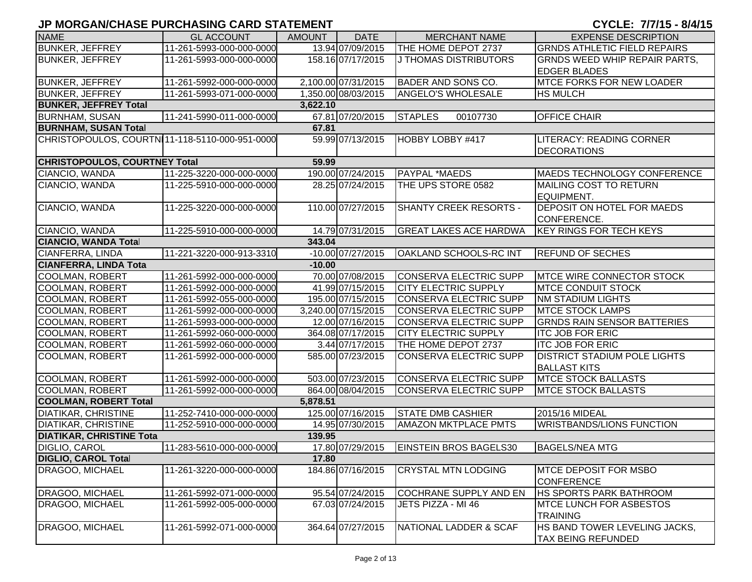# JP MORGAN/CHASE PURCHASING CARD STATEMENT

**CYCLE: 7/7/15 - 8/4/15**

| NAME | GL ACCOUNT | AMOUNT | DATE | MERCHANT NAME | EXPENSE DESCRIPTION |
|---|---|---|---|---|---|
| BUNKER, JEFFREY | 11-261-5993-000-000-0000 | 13.94 | 07/09/2015 | THE HOME DEPOT 2737 | GRNDS ATHLETIC FIELD REPAIRS |
| BUNKER, JEFFREY | 11-261-5993-000-000-0000 | 158.16 | 07/17/2015 | J THOMAS DISTRIBUTORS | GRNDS WEED WHIP REPAIR PARTS, EDGER BLADES |
| BUNKER, JEFFREY | 11-261-5992-000-000-0000 | 2,100.00 | 07/31/2015 | BADER AND SONS CO. | MTCE FORKS FOR NEW LOADER |
| BUNKER, JEFFREY | 11-261-5993-071-000-0000 | 1,350.00 | 08/03/2015 | ANGELO'S WHOLESALE | HS MULCH |
| **BUNKER, JEFFREY Total** | | **3,622.10** | | | |
| BURNHAM, SUSAN | 11-241-5990-011-000-0000 | 67.81 | 07/20/2015 | STAPLES 00107730 | OFFICE CHAIR |
| **BURNHAM, SUSAN Total** | | **67.81** | | | |
| CHRISTOPOULOS, COURTNEY | 11-118-5110-000-951-0000 | 59.99 | 07/13/2015 | HOBBY LOBBY #417 | LITERACY: READING CORNER DECORATIONS |
| **CHRISTOPOULOS, COURTNEY Total** | | **59.99** | | | |
| CIANCIO, WANDA | 11-225-3220-000-000-0000 | 190.00 | 07/24/2015 | PAYPAL *MAEDS | MAEDS TECHNOLOGY CONFERENCE |
| CIANCIO, WANDA | 11-225-5910-000-000-0000 | 28.25 | 07/24/2015 | THE UPS STORE 0582 | MAILING COST TO RETURN EQUIPMENT. |
| CIANCIO, WANDA | 11-225-3220-000-000-0000 | 110.00 | 07/27/2015 | SHANTY CREEK RESORTS - | DEPOSIT ON HOTEL FOR MAEDS CONFERENCE. |
| CIANCIO, WANDA | 11-225-5910-000-000-0000 | 14.79 | 07/31/2015 | GREAT LAKES ACE HARDWA | KEY RINGS FOR TECH KEYS |
| **CIANCIO, WANDA Total** | | **343.04** | | | |
| CIANFERRA, LINDA | 11-221-3220-000-913-3310 | -10.00 | 07/27/2015 | OAKLAND SCHOOLS-RC INT | REFUND OF SECHES |
| **CIANFERRA, LINDA Total** | | **-10.00** | | | |
| COOLMAN, ROBERT | 11-261-5992-000-000-0000 | 70.00 | 07/08/2015 | CONSERVA ELECTRIC SUPP | MTCE WIRE CONNECTOR STOCK |
| COOLMAN, ROBERT | 11-261-5992-000-000-0000 | 41.99 | 07/15/2015 | CITY ELECTRIC SUPPLY | MTCE CONDUIT STOCK |
| COOLMAN, ROBERT | 11-261-5992-055-000-0000 | 195.00 | 07/15/2015 | CONSERVA ELECTRIC SUPP | NM STADIUM LIGHTS |
| COOLMAN, ROBERT | 11-261-5992-000-000-0000 | 3,240.00 | 07/15/2015 | CONSERVA ELECTRIC SUPP | MTCE STOCK LAMPS |
| COOLMAN, ROBERT | 11-261-5993-000-000-0000 | 12.00 | 07/16/2015 | CONSERVA ELECTRIC SUPP | GRNDS RAIN SENSOR BATTERIES |
| COOLMAN, ROBERT | 11-261-5992-060-000-0000 | 364.08 | 07/17/2015 | CITY ELECTRIC SUPPLY | ITC JOB FOR ERIC |
| COOLMAN, ROBERT | 11-261-5992-060-000-0000 | 3.44 | 07/17/2015 | THE HOME DEPOT 2737 | ITC JOB FOR ERIC |
| COOLMAN, ROBERT | 11-261-5992-000-000-0000 | 585.00 | 07/23/2015 | CONSERVA ELECTRIC SUPP | DISTRICT STADIUM POLE LIGHTS BALLAST KITS |
| COOLMAN, ROBERT | 11-261-5992-000-000-0000 | 503.00 | 07/23/2015 | CONSERVA ELECTRIC SUPP | MTCE STOCK BALLASTS |
| COOLMAN, ROBERT | 11-261-5992-000-000-0000 | 864.00 | 08/04/2015 | CONSERVA ELECTRIC SUPP | MTCE STOCK BALLASTS |
| **COOLMAN, ROBERT Total** | | **5,878.51** | | | |
| DIATIKAR, CHRISTINE | 11-252-7410-000-000-0000 | 125.00 | 07/16/2015 | STATE DMB CASHIER | 2015/16 MIDEAL |
| DIATIKAR, CHRISTINE | 11-252-5910-000-000-0000 | 14.95 | 07/30/2015 | AMAZON MKTPLACE PMTS | WRISTBANDS/LIONS FUNCTION |
| **DIATIKAR, CHRISTINE Total** | | **139.95** | | | |
| DIGLIO, CAROL | 11-283-5610-000-000-0000 | 17.80 | 07/29/2015 | EINSTEIN BROS BAGELS30 | BAGELS/NEA MTG |
| **DIGLIO, CAROL Total** | | **17.80** | | | |
| DRAGOO, MICHAEL | 11-261-3220-000-000-0000 | 184.86 | 07/16/2015 | CRYSTAL MTN LODGING | MTCE DEPOSIT FOR MSBO CONFERENCE |
| DRAGOO, MICHAEL | 11-261-5992-071-000-0000 | 95.54 | 07/24/2015 | COCHRANE SUPPLY AND EN | HS SPORTS PARK BATHROOM |
| DRAGOO, MICHAEL | 11-261-5992-005-000-0000 | 67.03 | 07/24/2015 | JETS PIZZA - MI 46 | MTCE LUNCH FOR ASBESTOS TRAINING |
| DRAGOO, MICHAEL | 11-261-5992-071-000-0000 | 364.64 | 07/27/2015 | NATIONAL LADDER & SCAF | HS BAND TOWER LEVELING JACKS, TAX BEING REFUNDED |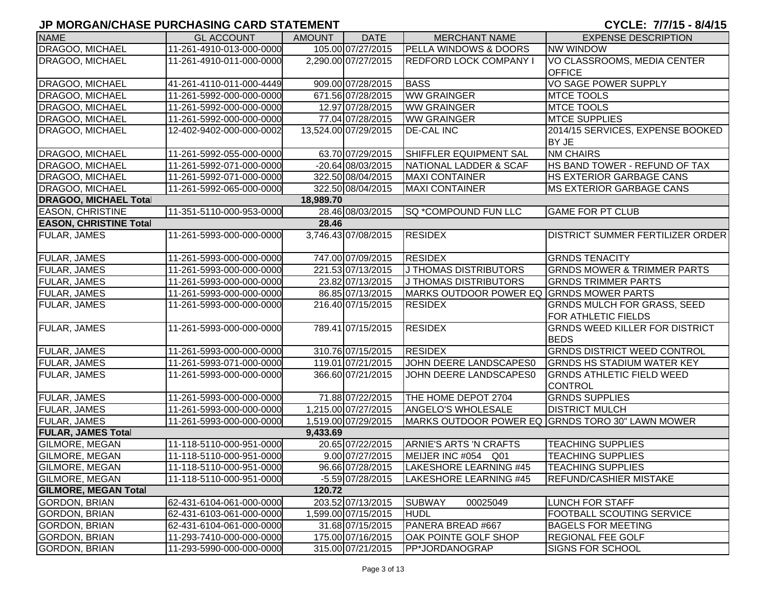## JP MORGAN/CHASE PURCHASING CARD STATEMENT

**CYCLE: 7/7/15 - 8/4/15**

| NAME | GL ACCOUNT | AMOUNT | DATE | MERCHANT NAME | EXPENSE DESCRIPTION |
|---|---|---|---|---|---|
| DRAGOO, MICHAEL | 11-261-4910-013-000-0000 | 105.00 | 07/27/2015 | PELLA WINDOWS & DOORS | NW WINDOW |
| DRAGOO, MICHAEL | 11-261-4910-011-000-0000 | 2,290.00 | 07/27/2015 | REDFORD LOCK COMPANY I | VO CLASSROOMS, MEDIA CENTER OFFICE |
| DRAGOO, MICHAEL | 41-261-4110-011-000-4449 | 909.00 | 07/28/2015 | BASS | VO SAGE POWER SUPPLY |
| DRAGOO, MICHAEL | 11-261-5992-000-000-0000 | 671.56 | 07/28/2015 | WW GRAINGER | MTCE TOOLS |
| DRAGOO, MICHAEL | 11-261-5992-000-000-0000 | 12.97 | 07/28/2015 | WW GRAINGER | MTCE TOOLS |
| DRAGOO, MICHAEL | 11-261-5992-000-000-0000 | 77.04 | 07/28/2015 | WW GRAINGER | MTCE SUPPLIES |
| DRAGOO, MICHAEL | 12-402-9402-000-000-0002 | 13,524.00 | 07/29/2015 | DE-CAL INC | 2014/15 SERVICES, EXPENSE BOOKED BY JE |
| DRAGOO, MICHAEL | 11-261-5992-055-000-0000 | 63.70 | 07/29/2015 | SHIFFLER EQUIPMENT SAL | NM CHAIRS |
| DRAGOO, MICHAEL | 11-261-5992-071-000-0000 | -20.64 | 08/03/2015 | NATIONAL LADDER & SCAF | HS BAND TOWER - REFUND OF TAX |
| DRAGOO, MICHAEL | 11-261-5992-071-000-0000 | 322.50 | 08/04/2015 | MAXI CONTAINER | HS EXTERIOR GARBAGE CANS |
| DRAGOO, MICHAEL | 11-261-5992-065-000-0000 | 322.50 | 08/04/2015 | MAXI CONTAINER | MS EXTERIOR GARBAGE CANS |
| **DRAGOO, MICHAEL Total** | | **18,989.70** | | | |
| EASON, CHRISTINE | 11-351-5110-000-953-0000 | 28.46 | 08/03/2015 | SQ *COMPOUND FUN LLC | GAME FOR PT CLUB |
| **EASON, CHRISTINE Total** | | **28.46** | | | |
| FULAR, JAMES | 11-261-5993-000-000-0000 | 3,746.43 | 07/08/2015 | RESIDEX | DISTRICT SUMMER FERTILIZER ORDER |
| FULAR, JAMES | 11-261-5993-000-000-0000 | 747.00 | 07/09/2015 | RESIDEX | GRNDS TENACITY |
| FULAR, JAMES | 11-261-5993-000-000-0000 | 221.53 | 07/13/2015 | J THOMAS DISTRIBUTORS | GRNDS MOWER & TRIMMER PARTS |
| FULAR, JAMES | 11-261-5993-000-000-0000 | 23.82 | 07/13/2015 | J THOMAS DISTRIBUTORS | GRNDS TRIMMER PARTS |
| FULAR, JAMES | 11-261-5993-000-000-0000 | 86.85 | 07/13/2015 | MARKS OUTDOOR POWER EQ | GRNDS MOWER PARTS |
| FULAR, JAMES | 11-261-5993-000-000-0000 | 216.40 | 07/15/2015 | RESIDEX | GRNDS MULCH FOR GRASS, SEED FOR ATHLETIC FIELDS |
| FULAR, JAMES | 11-261-5993-000-000-0000 | 789.41 | 07/15/2015 | RESIDEX | GRNDS WEED KILLER FOR DISTRICT BEDS |
| FULAR, JAMES | 11-261-5993-000-000-0000 | 310.76 | 07/15/2015 | RESIDEX | GRNDS DISTRICT WEED CONTROL |
| FULAR, JAMES | 11-261-5993-071-000-0000 | 119.01 | 07/21/2015 | JOHN DEERE LANDSCAPES0 | GRNDS HS STADIUM WATER KEY |
| FULAR, JAMES | 11-261-5993-000-000-0000 | 366.60 | 07/21/2015 | JOHN DEERE LANDSCAPES0 | GRNDS ATHLETIC FIELD WEED CONTROL |
| FULAR, JAMES | 11-261-5993-000-000-0000 | 71.88 | 07/22/2015 | THE HOME DEPOT 2704 | GRNDS SUPPLIES |
| FULAR, JAMES | 11-261-5993-000-000-0000 | 1,215.00 | 07/27/2015 | ANGELO'S WHOLESALE | DISTRICT MULCH |
| FULAR, JAMES | 11-261-5993-000-000-0000 | 1,519.00 | 07/29/2015 | MARKS OUTDOOR POWER EQ | GRNDS TORO 30" LAWN MOWER |
| **FULAR, JAMES Total** | | **9,433.69** | | | |
| GILMORE, MEGAN | 11-118-5110-000-951-0000 | 20.65 | 07/22/2015 | ARNIE'S ARTS 'N CRAFTS | TEACHING SUPPLIES |
| GILMORE, MEGAN | 11-118-5110-000-951-0000 | 9.00 | 07/27/2015 | MEIJER INC #054 Q01 | TEACHING SUPPLIES |
| GILMORE, MEGAN | 11-118-5110-000-951-0000 | 96.66 | 07/28/2015 | LAKESHORE LEARNING #45 | TEACHING SUPPLIES |
| GILMORE, MEGAN | 11-118-5110-000-951-0000 | -5.59 | 07/28/2015 | LAKESHORE LEARNING #45 | REFUND/CASHIER MISTAKE |
| **GILMORE, MEGAN Total** | | **120.72** | | | |
| GORDON, BRIAN | 62-431-6104-061-000-0000 | 203.52 | 07/13/2015 | SUBWAY 00025049 | LUNCH FOR STAFF |
| GORDON, BRIAN | 62-431-6103-061-000-0000 | 1,599.00 | 07/15/2015 | HUDL | FOOTBALL SCOUTING SERVICE |
| GORDON, BRIAN | 62-431-6104-061-000-0000 | 31.68 | 07/15/2015 | PANERA BREAD #667 | BAGELS FOR MEETING |
| GORDON, BRIAN | 11-293-7410-000-000-0000 | 175.00 | 07/16/2015 | OAK POINTE GOLF SHOP | REGIONAL FEE GOLF |
| GORDON, BRIAN | 11-293-5990-000-000-0000 | 315.00 | 07/21/2015 | PP*JORDANOGRAP | SIGNS FOR SCHOOL |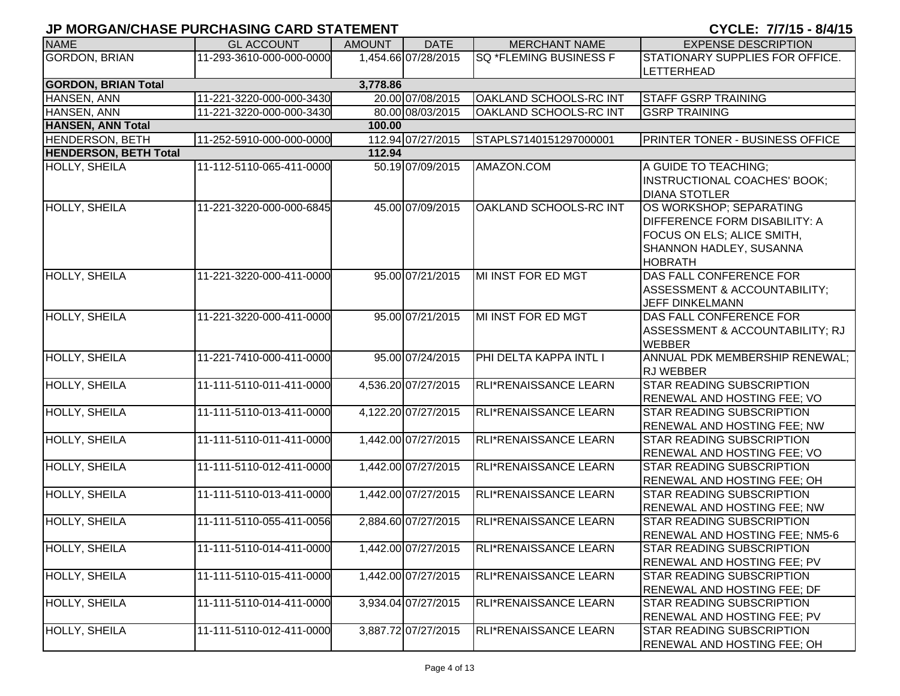## JP MORGAN/CHASE PURCHASING CARD STATEMENT

**CYCLE: 7/7/15 - 8/4/15**

| NAME | GL ACCOUNT | AMOUNT | DATE | MERCHANT NAME | EXPENSE DESCRIPTION |
|---|---|---|---|---|---|
| GORDON, BRIAN | 11-293-3610-000-000-0000 | 1,454.66 | 07/28/2015 | SQ *FLEMING BUSINESS F | STATIONARY SUPPLIES FOR OFFICE. LETTERHEAD |
| **GORDON, BRIAN Total** | | **3,778.86** | | | |
| HANSEN, ANN | 11-221-3220-000-000-3430 | 20.00 | 07/08/2015 | OAKLAND SCHOOLS-RC INT | STAFF GSRP TRAINING |
| HANSEN, ANN | 11-221-3220-000-000-3430 | 80.00 | 08/03/2015 | OAKLAND SCHOOLS-RC INT | GSRP TRAINING |
| **HANSEN, ANN Total** | | **100.00** | | | |
| HENDERSON, BETH | 11-252-5910-000-000-0000 | 112.94 | 07/27/2015 | STAPLS7140151297000001 | PRINTER TONER - BUSINESS OFFICE |
| **HENDERSON, BETH Total** | | **112.94** | | | |
| HOLLY, SHEILA | 11-112-5110-065-411-0000 | 50.19 | 07/09/2015 | AMAZON.COM | A GUIDE TO TEACHING; INSTRUCTIONAL COACHES' BOOK; DIANA STOTLER |
| HOLLY, SHEILA | 11-221-3220-000-000-6845 | 45.00 | 07/09/2015 | OAKLAND SCHOOLS-RC INT | OS WORKSHOP; SEPARATING DIFFERENCE FORM DISABILITY: A FOCUS ON ELS; ALICE SMITH, SHANNON HADLEY, SUSANNA HOBRATH |
| HOLLY, SHEILA | 11-221-3220-000-411-0000 | 95.00 | 07/21/2015 | MI INST FOR ED MGT | DAS FALL CONFERENCE FOR ASSESSMENT & ACCOUNTABILITY; JEFF DINKELMANN |
| HOLLY, SHEILA | 11-221-3220-000-411-0000 | 95.00 | 07/21/2015 | MI INST FOR ED MGT | DAS FALL CONFERENCE FOR ASSESSMENT & ACCOUNTABILITY; RJ WEBBER |
| HOLLY, SHEILA | 11-221-7410-000-411-0000 | 95.00 | 07/24/2015 | PHI DELTA KAPPA INTL I | ANNUAL PDK MEMBERSHIP RENEWAL; RJ WEBBER |
| HOLLY, SHEILA | 11-111-5110-011-411-0000 | 4,536.20 | 07/27/2015 | RLI*RENAISSANCE LEARN | STAR READING SUBSCRIPTION RENEWAL AND HOSTING FEE; VO |
| HOLLY, SHEILA | 11-111-5110-013-411-0000 | 4,122.20 | 07/27/2015 | RLI*RENAISSANCE LEARN | STAR READING SUBSCRIPTION RENEWAL AND HOSTING FEE; NW |
| HOLLY, SHEILA | 11-111-5110-011-411-0000 | 1,442.00 | 07/27/2015 | RLI*RENAISSANCE LEARN | STAR READING SUBSCRIPTION RENEWAL AND HOSTING FEE; VO |
| HOLLY, SHEILA | 11-111-5110-012-411-0000 | 1,442.00 | 07/27/2015 | RLI*RENAISSANCE LEARN | STAR READING SUBSCRIPTION RENEWAL AND HOSTING FEE; OH |
| HOLLY, SHEILA | 11-111-5110-013-411-0000 | 1,442.00 | 07/27/2015 | RLI*RENAISSANCE LEARN | STAR READING SUBSCRIPTION RENEWAL AND HOSTING FEE; NW |
| HOLLY, SHEILA | 11-111-5110-055-411-0056 | 2,884.60 | 07/27/2015 | RLI*RENAISSANCE LEARN | STAR READING SUBSCRIPTION RENEWAL AND HOSTING FEE; NM5-6 |
| HOLLY, SHEILA | 11-111-5110-014-411-0000 | 1,442.00 | 07/27/2015 | RLI*RENAISSANCE LEARN | STAR READING SUBSCRIPTION RENEWAL AND HOSTING FEE; PV |
| HOLLY, SHEILA | 11-111-5110-015-411-0000 | 1,442.00 | 07/27/2015 | RLI*RENAISSANCE LEARN | STAR READING SUBSCRIPTION RENEWAL AND HOSTING FEE; DF |
| HOLLY, SHEILA | 11-111-5110-014-411-0000 | 3,934.04 | 07/27/2015 | RLI*RENAISSANCE LEARN | STAR READING SUBSCRIPTION RENEWAL AND HOSTING FEE; PV |
| HOLLY, SHEILA | 11-111-5110-012-411-0000 | 3,887.72 | 07/27/2015 | RLI*RENAISSANCE LEARN | STAR READING SUBSCRIPTION RENEWAL AND HOSTING FEE; OH |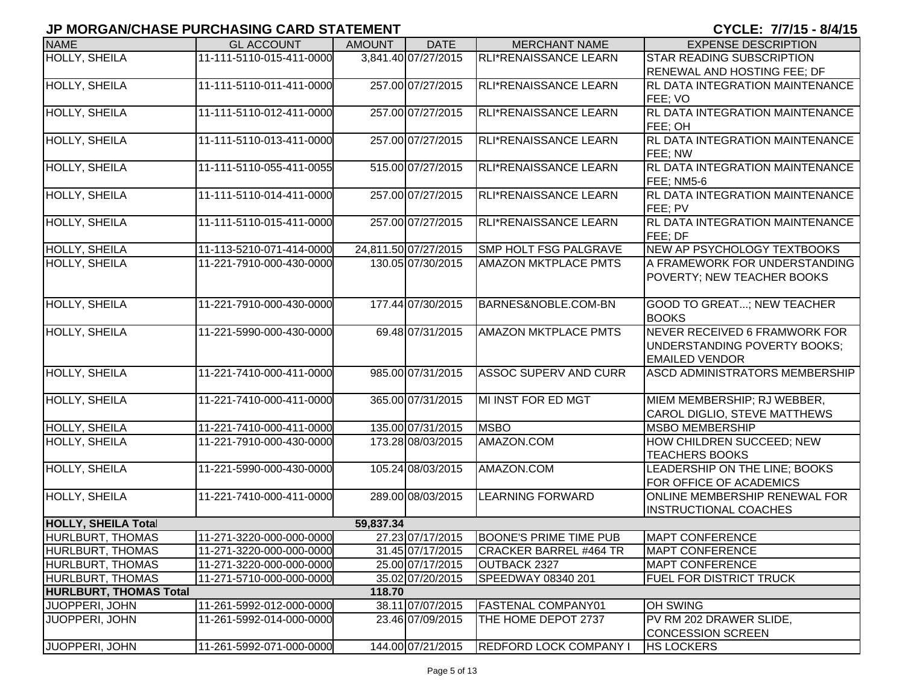# JP MORGAN/CHASE PURCHASING CARD STATEMENT

**CYCLE: 7/7/15 - 8/4/15**

| NAME | GL ACCOUNT | AMOUNT | DATE | MERCHANT NAME | EXPENSE DESCRIPTION |
|---|---|---|---|---|---|
| HOLLY, SHEILA | 11-111-5110-015-411-0000 | 3,841.40 | 07/27/2015 | RLI*RENAISSANCE LEARN | STAR READING SUBSCRIPTION RENEWAL AND HOSTING FEE; DF |
| HOLLY, SHEILA | 11-111-5110-011-411-0000 | 257.00 | 07/27/2015 | RLI*RENAISSANCE LEARN | RL DATA INTEGRATION MAINTENANCE FEE; VO |
| HOLLY, SHEILA | 11-111-5110-012-411-0000 | 257.00 | 07/27/2015 | RLI*RENAISSANCE LEARN | RL DATA INTEGRATION MAINTENANCE FEE; OH |
| HOLLY, SHEILA | 11-111-5110-013-411-0000 | 257.00 | 07/27/2015 | RLI*RENAISSANCE LEARN | RL DATA INTEGRATION MAINTENANCE FEE; NW |
| HOLLY, SHEILA | 11-111-5110-055-411-0055 | 515.00 | 07/27/2015 | RLI*RENAISSANCE LEARN | RL DATA INTEGRATION MAINTENANCE FEE; NM5-6 |
| HOLLY, SHEILA | 11-111-5110-014-411-0000 | 257.00 | 07/27/2015 | RLI*RENAISSANCE LEARN | RL DATA INTEGRATION MAINTENANCE FEE; PV |
| HOLLY, SHEILA | 11-111-5110-015-411-0000 | 257.00 | 07/27/2015 | RLI*RENAISSANCE LEARN | RL DATA INTEGRATION MAINTENANCE FEE; DF |
| HOLLY, SHEILA | 11-113-5210-071-414-0000 | 24,811.50 | 07/27/2015 | SMP HOLT FSG PALGRAVE | NEW AP PSYCHOLOGY TEXTBOOKS |
| HOLLY, SHEILA | 11-221-7910-000-430-0000 | 130.05 | 07/30/2015 | AMAZON MKTPLACE PMTS | A FRAMEWORK FOR UNDERSTANDING POVERTY; NEW TEACHER BOOKS |
| HOLLY, SHEILA | 11-221-7910-000-430-0000 | 177.44 | 07/30/2015 | BARNES&NOBLE.COM-BN | GOOD TO GREAT...; NEW TEACHER BOOKS |
| HOLLY, SHEILA | 11-221-5990-000-430-0000 | 69.48 | 07/31/2015 | AMAZON MKTPLACE PMTS | NEVER RECEIVED 6 FRAMWORK FOR UNDERSTANDING POVERTY BOOKS; EMAILED VENDOR |
| HOLLY, SHEILA | 11-221-7410-000-411-0000 | 985.00 | 07/31/2015 | ASSOC SUPERV AND CURR | ASCD ADMINISTRATORS MEMBERSHIP |
| HOLLY, SHEILA | 11-221-7410-000-411-0000 | 365.00 | 07/31/2015 | MI INST FOR ED MGT | MIEM MEMBERSHIP; RJ WEBBER, CAROL DIGLIO, STEVE MATTHEWS |
| HOLLY, SHEILA | 11-221-7410-000-411-0000 | 135.00 | 07/31/2015 | MSBO | MSBO MEMBERSHIP |
| HOLLY, SHEILA | 11-221-7910-000-430-0000 | 173.28 | 08/03/2015 | AMAZON.COM | HOW CHILDREN SUCCEED; NEW TEACHERS BOOKS |
| HOLLY, SHEILA | 11-221-5990-000-430-0000 | 105.24 | 08/03/2015 | AMAZON.COM | LEADERSHIP ON THE LINE; BOOKS FOR OFFICE OF ACADEMICS |
| HOLLY, SHEILA | 11-221-7410-000-411-0000 | 289.00 | 08/03/2015 | LEARNING FORWARD | ONLINE MEMBERSHIP RENEWAL FOR INSTRUCTIONAL COACHES |
| **HOLLY, SHEILA Total** | | **59,837.34** | | | |
| HURLBURT, THOMAS | 11-271-3220-000-000-0000 | 27.23 | 07/17/2015 | BOONE'S PRIME TIME PUB | MAPT CONFERENCE |
| HURLBURT, THOMAS | 11-271-3220-000-000-0000 | 31.45 | 07/17/2015 | CRACKER BARREL #464 TR | MAPT CONFERENCE |
| HURLBURT, THOMAS | 11-271-3220-000-000-0000 | 25.00 | 07/17/2015 | OUTBACK 2327 | MAPT CONFERENCE |
| HURLBURT, THOMAS | 11-271-5710-000-000-0000 | 35.02 | 07/20/2015 | SPEEDWAY 08340 201 | FUEL FOR DISTRICT TRUCK |
| **HURLBURT, THOMAS Total** | | **118.70** | | | |
| JUOPPERI, JOHN | 11-261-5992-012-000-0000 | 38.11 | 07/07/2015 | FASTENAL COMPANY01 | OH SWING |
| JUOPPERI, JOHN | 11-261-5992-014-000-0000 | 23.46 | 07/09/2015 | THE HOME DEPOT 2737 | PV RM 202 DRAWER SLIDE, CONCESSION SCREEN |
| JUOPPERI, JOHN | 11-261-5992-071-000-0000 | 144.00 | 07/21/2015 | REDFORD LOCK COMPANY I | HS LOCKERS |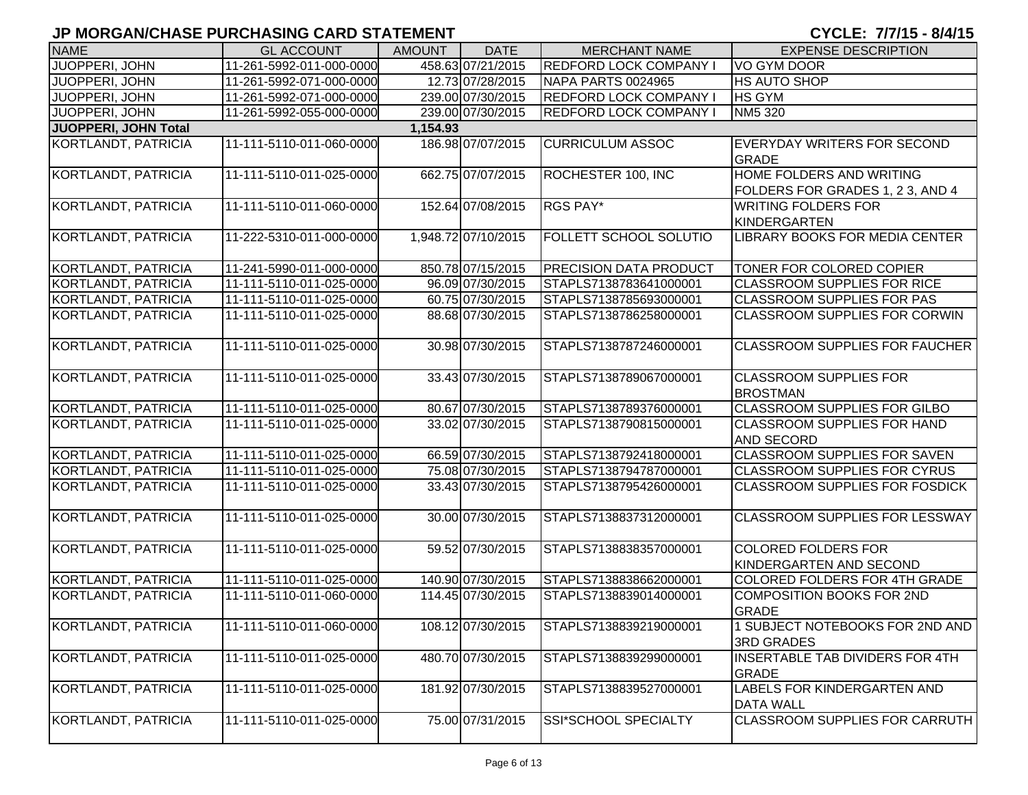## JP MORGAN/CHASE PURCHASING CARD STATEMENT

**CYCLE: 7/7/15 - 8/4/15**

| NAME | GL ACCOUNT | AMOUNT | DATE | MERCHANT NAME | EXPENSE DESCRIPTION |
|---|---|---|---|---|---|
| JUOPPERI, JOHN | 11-261-5992-011-000-0000 | 458.63 | 07/21/2015 | REDFORD LOCK COMPANY I | VO GYM DOOR |
| JUOPPERI, JOHN | 11-261-5992-071-000-0000 | 12.73 | 07/28/2015 | NAPA PARTS 0024965 | HS AUTO SHOP |
| JUOPPERI, JOHN | 11-261-5992-071-000-0000 | 239.00 | 07/30/2015 | REDFORD LOCK COMPANY I | HS GYM |
| JUOPPERI, JOHN | 11-261-5992-055-000-0000 | 239.00 | 07/30/2015 | REDFORD LOCK COMPANY I | NM5 320 |
| **JUOPPERI, JOHN Total** | | **1,154.93** | | | |
| KORTLANDT, PATRICIA | 11-111-5110-011-060-0000 | 186.98 | 07/07/2015 | CURRICULUM ASSOC | EVERYDAY WRITERS FOR SECOND GRADE |
| KORTLANDT, PATRICIA | 11-111-5110-011-025-0000 | 662.75 | 07/07/2015 | ROCHESTER 100, INC | HOME FOLDERS AND WRITING FOLDERS FOR GRADES 1, 2 3, AND 4 |
| KORTLANDT, PATRICIA | 11-111-5110-011-060-0000 | 152.64 | 07/08/2015 | RGS PAY* | WRITING FOLDERS FOR KINDERGARTEN |
| KORTLANDT, PATRICIA | 11-222-5310-011-000-0000 | 1,948.72 | 07/10/2015 | FOLLETT SCHOOL SOLUTIO | LIBRARY BOOKS FOR MEDIA CENTER |
| KORTLANDT, PATRICIA | 11-241-5990-011-000-0000 | 850.78 | 07/15/2015 | PRECISION DATA PRODUCT | TONER FOR COLORED COPIER |
| KORTLANDT, PATRICIA | 11-111-5110-011-025-0000 | 96.09 | 07/30/2015 | STAPLS7138783641000001 | CLASSROOM SUPPLIES FOR RICE |
| KORTLANDT, PATRICIA | 11-111-5110-011-025-0000 | 60.75 | 07/30/2015 | STAPLS7138785693000001 | CLASSROOM SUPPLIES FOR PAS |
| KORTLANDT, PATRICIA | 11-111-5110-011-025-0000 | 88.68 | 07/30/2015 | STAPLS7138786258000001 | CLASSROOM SUPPLIES FOR CORWIN |
| KORTLANDT, PATRICIA | 11-111-5110-011-025-0000 | 30.98 | 07/30/2015 | STAPLS7138787246000001 | CLASSROOM SUPPLIES FOR FAUCHER |
| KORTLANDT, PATRICIA | 11-111-5110-011-025-0000 | 33.43 | 07/30/2015 | STAPLS7138789067000001 | CLASSROOM SUPPLIES FOR BROSTMAN |
| KORTLANDT, PATRICIA | 11-111-5110-011-025-0000 | 80.67 | 07/30/2015 | STAPLS7138789376000001 | CLASSROOM SUPPLIES FOR GILBO |
| KORTLANDT, PATRICIA | 11-111-5110-011-025-0000 | 33.02 | 07/30/2015 | STAPLS7138790815000001 | CLASSROOM SUPPLIES FOR HAND AND SECORD |
| KORTLANDT, PATRICIA | 11-111-5110-011-025-0000 | 66.59 | 07/30/2015 | STAPLS7138792418000001 | CLASSROOM SUPPLIES FOR SAVEN |
| KORTLANDT, PATRICIA | 11-111-5110-011-025-0000 | 75.08 | 07/30/2015 | STAPLS7138794787000001 | CLASSROOM SUPPLIES FOR CYRUS |
| KORTLANDT, PATRICIA | 11-111-5110-011-025-0000 | 33.43 | 07/30/2015 | STAPLS7138795426000001 | CLASSROOM SUPPLIES FOR FOSDICK |
| KORTLANDT, PATRICIA | 11-111-5110-011-025-0000 | 30.00 | 07/30/2015 | STAPLS7138837312000001 | CLASSROOM SUPPLIES FOR LESSWAY |
| KORTLANDT, PATRICIA | 11-111-5110-011-025-0000 | 59.52 | 07/30/2015 | STAPLS7138838357000001 | COLORED FOLDERS FOR KINDERGARTEN AND SECOND |
| KORTLANDT, PATRICIA | 11-111-5110-011-025-0000 | 140.90 | 07/30/2015 | STAPLS7138838662000001 | COLORED FOLDERS FOR 4TH GRADE |
| KORTLANDT, PATRICIA | 11-111-5110-011-060-0000 | 114.45 | 07/30/2015 | STAPLS7138839014000001 | COMPOSITION BOOKS FOR 2ND GRADE |
| KORTLANDT, PATRICIA | 11-111-5110-011-060-0000 | 108.12 | 07/30/2015 | STAPLS7138839219000001 | 1 SUBJECT NOTEBOOKS FOR 2ND AND 3RD GRADES |
| KORTLANDT, PATRICIA | 11-111-5110-011-025-0000 | 480.70 | 07/30/2015 | STAPLS7138839299000001 | INSERTABLE TAB DIVIDERS FOR 4TH GRADE |
| KORTLANDT, PATRICIA | 11-111-5110-011-025-0000 | 181.92 | 07/30/2015 | STAPLS7138839527000001 | LABELS FOR KINDERGARTEN AND DATA WALL |
| KORTLANDT, PATRICIA | 11-111-5110-011-025-0000 | 75.00 | 07/31/2015 | SSI*SCHOOL SPECIALTY | CLASSROOM SUPPLIES FOR CARRUTH |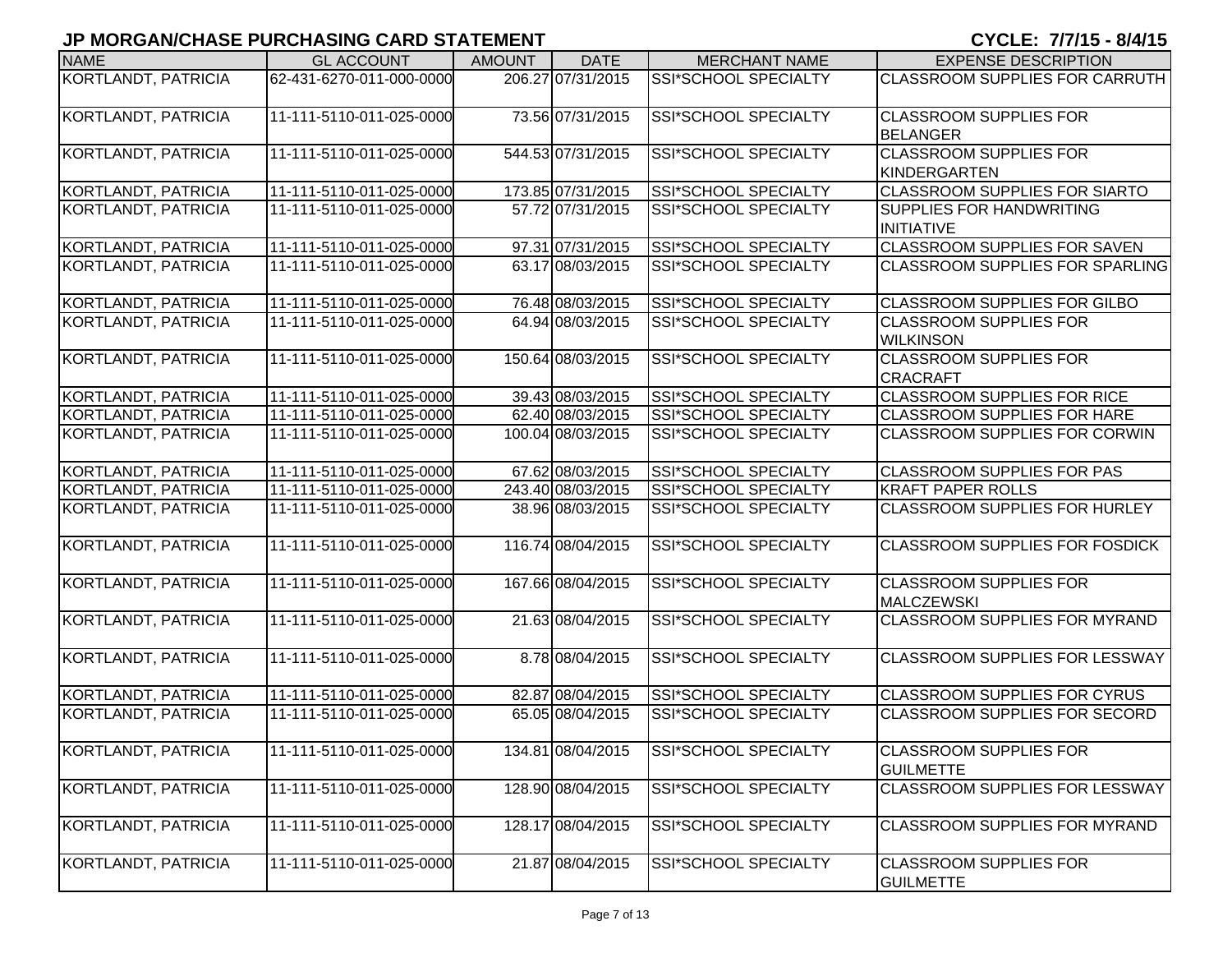## JP MORGAN/CHASE PURCHASING CARD STATEMENT

**CYCLE: 7/7/15 - 8/4/15**

| NAME | GL ACCOUNT | AMOUNT | DATE | MERCHANT NAME | EXPENSE DESCRIPTION |
|---|---|---|---|---|---|
| KORTLANDT, PATRICIA | 62-431-6270-011-000-0000 | 206.27 | 07/31/2015 | SSI*SCHOOL SPECIALTY | CLASSROOM SUPPLIES FOR CARRUTH |
| KORTLANDT, PATRICIA | 11-111-5110-011-025-0000 | 73.56 | 07/31/2015 | SSI*SCHOOL SPECIALTY | CLASSROOM SUPPLIES FOR BELANGER |
| KORTLANDT, PATRICIA | 11-111-5110-011-025-0000 | 544.53 | 07/31/2015 | SSI*SCHOOL SPECIALTY | CLASSROOM SUPPLIES FOR KINDERGARTEN |
| KORTLANDT, PATRICIA | 11-111-5110-011-025-0000 | 173.85 | 07/31/2015 | SSI*SCHOOL SPECIALTY | CLASSROOM SUPPLIES FOR SIARTO |
| KORTLANDT, PATRICIA | 11-111-5110-011-025-0000 | 57.72 | 07/31/2015 | SSI*SCHOOL SPECIALTY | SUPPLIES FOR HANDWRITING INITIATIVE |
| KORTLANDT, PATRICIA | 11-111-5110-011-025-0000 | 97.31 | 07/31/2015 | SSI*SCHOOL SPECIALTY | CLASSROOM SUPPLIES FOR SAVEN |
| KORTLANDT, PATRICIA | 11-111-5110-011-025-0000 | 63.17 | 08/03/2015 | SSI*SCHOOL SPECIALTY | CLASSROOM SUPPLIES FOR SPARLING |
| KORTLANDT, PATRICIA | 11-111-5110-011-025-0000 | 76.48 | 08/03/2015 | SSI*SCHOOL SPECIALTY | CLASSROOM SUPPLIES FOR GILBO |
| KORTLANDT, PATRICIA | 11-111-5110-011-025-0000 | 64.94 | 08/03/2015 | SSI*SCHOOL SPECIALTY | CLASSROOM SUPPLIES FOR WILKINSON |
| KORTLANDT, PATRICIA | 11-111-5110-011-025-0000 | 150.64 | 08/03/2015 | SSI*SCHOOL SPECIALTY | CLASSROOM SUPPLIES FOR CRACRAFT |
| KORTLANDT, PATRICIA | 11-111-5110-011-025-0000 | 39.43 | 08/03/2015 | SSI*SCHOOL SPECIALTY | CLASSROOM SUPPLIES FOR RICE |
| KORTLANDT, PATRICIA | 11-111-5110-011-025-0000 | 62.40 | 08/03/2015 | SSI*SCHOOL SPECIALTY | CLASSROOM SUPPLIES FOR HARE |
| KORTLANDT, PATRICIA | 11-111-5110-011-025-0000 | 100.04 | 08/03/2015 | SSI*SCHOOL SPECIALTY | CLASSROOM SUPPLIES FOR CORWIN |
| KORTLANDT, PATRICIA | 11-111-5110-011-025-0000 | 67.62 | 08/03/2015 | SSI*SCHOOL SPECIALTY | CLASSROOM SUPPLIES FOR PAS |
| KORTLANDT, PATRICIA | 11-111-5110-011-025-0000 | 243.40 | 08/03/2015 | SSI*SCHOOL SPECIALTY | KRAFT PAPER ROLLS |
| KORTLANDT, PATRICIA | 11-111-5110-011-025-0000 | 38.96 | 08/03/2015 | SSI*SCHOOL SPECIALTY | CLASSROOM SUPPLIES FOR HURLEY |
| KORTLANDT, PATRICIA | 11-111-5110-011-025-0000 | 116.74 | 08/04/2015 | SSI*SCHOOL SPECIALTY | CLASSROOM SUPPLIES FOR FOSDICK |
| KORTLANDT, PATRICIA | 11-111-5110-011-025-0000 | 167.66 | 08/04/2015 | SSI*SCHOOL SPECIALTY | CLASSROOM SUPPLIES FOR MALCZEWSKI |
| KORTLANDT, PATRICIA | 11-111-5110-011-025-0000 | 21.63 | 08/04/2015 | SSI*SCHOOL SPECIALTY | CLASSROOM SUPPLIES FOR MYRAND |
| KORTLANDT, PATRICIA | 11-111-5110-011-025-0000 | 8.78 | 08/04/2015 | SSI*SCHOOL SPECIALTY | CLASSROOM SUPPLIES FOR LESSWAY |
| KORTLANDT, PATRICIA | 11-111-5110-011-025-0000 | 82.87 | 08/04/2015 | SSI*SCHOOL SPECIALTY | CLASSROOM SUPPLIES FOR CYRUS |
| KORTLANDT, PATRICIA | 11-111-5110-011-025-0000 | 65.05 | 08/04/2015 | SSI*SCHOOL SPECIALTY | CLASSROOM SUPPLIES FOR SECORD |
| KORTLANDT, PATRICIA | 11-111-5110-011-025-0000 | 134.81 | 08/04/2015 | SSI*SCHOOL SPECIALTY | CLASSROOM SUPPLIES FOR GUILMETTE |
| KORTLANDT, PATRICIA | 11-111-5110-011-025-0000 | 128.90 | 08/04/2015 | SSI*SCHOOL SPECIALTY | CLASSROOM SUPPLIES FOR LESSWAY |
| KORTLANDT, PATRICIA | 11-111-5110-011-025-0000 | 128.17 | 08/04/2015 | SSI*SCHOOL SPECIALTY | CLASSROOM SUPPLIES FOR MYRAND |
| KORTLANDT, PATRICIA | 11-111-5110-011-025-0000 | 21.87 | 08/04/2015 | SSI*SCHOOL SPECIALTY | CLASSROOM SUPPLIES FOR GUILMETTE |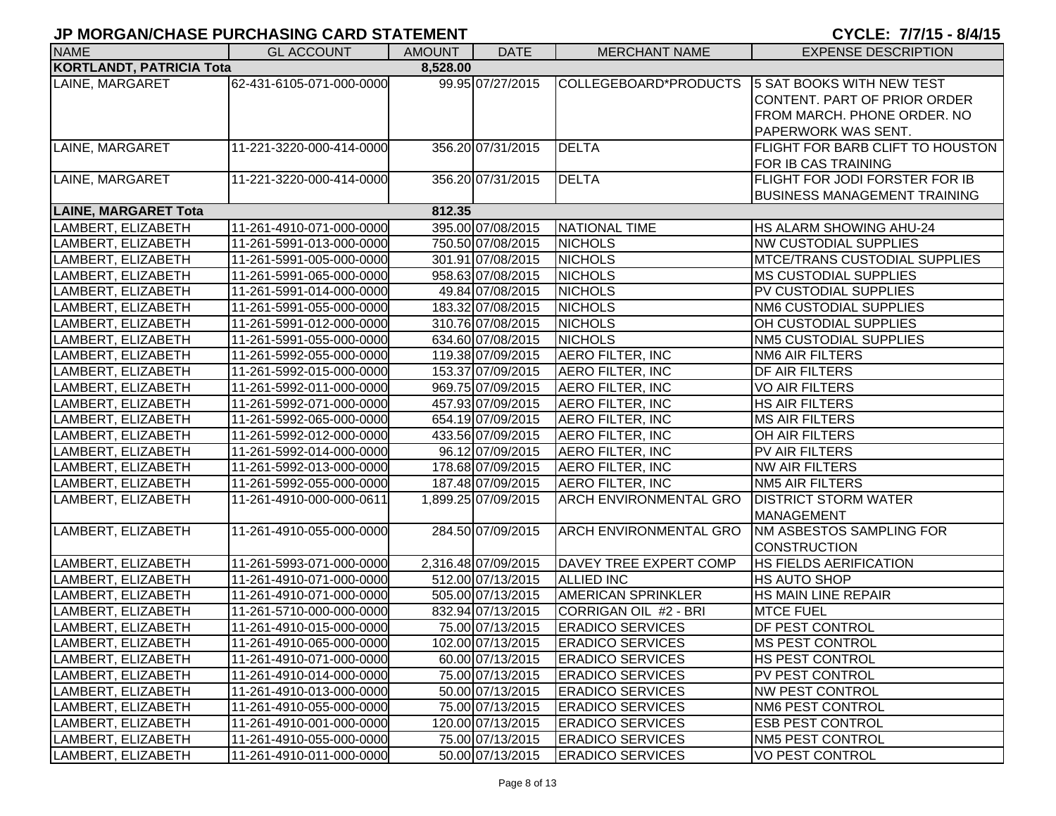# JP MORGAN/CHASE PURCHASING CARD STATEMENT

**CYCLE: 7/7/15 - 8/4/15**

| NAME | GL ACCOUNT | AMOUNT | DATE | MERCHANT NAME | EXPENSE DESCRIPTION |
|---|---|---|---|---|---|
| **KORTLANDT, PATRICIA Tota** | | **8,528.00** | | | |
| LAINE, MARGARET | 62-431-6105-071-000-0000 | 99.95 | 07/27/2015 | COLLEGEBOARD*PRODUCTS | 5 SAT BOOKS WITH NEW TEST CONTENT. PART OF PRIOR ORDER FROM MARCH. PHONE ORDER. NO PAPERWORK WAS SENT. |
| LAINE, MARGARET | 11-221-3220-000-414-0000 | 356.20 | 07/31/2015 | DELTA | FLIGHT FOR BARB CLIFT TO HOUSTON FOR IB CAS TRAINING |
| LAINE, MARGARET | 11-221-3220-000-414-0000 | 356.20 | 07/31/2015 | DELTA | FLIGHT FOR JODI FORSTER FOR IB BUSINESS MANAGEMENT TRAINING |
| **LAINE, MARGARET Tota** | | **812.35** | | | |
| LAMBERT, ELIZABETH | 11-261-4910-071-000-0000 | 395.00 | 07/08/2015 | NATIONAL TIME | HS ALARM SHOWING AHU-24 |
| LAMBERT, ELIZABETH | 11-261-5991-013-000-0000 | 750.50 | 07/08/2015 | NICHOLS | NW CUSTODIAL SUPPLIES |
| LAMBERT, ELIZABETH | 11-261-5991-005-000-0000 | 301.91 | 07/08/2015 | NICHOLS | MTCE/TRANS CUSTODIAL SUPPLIES |
| LAMBERT, ELIZABETH | 11-261-5991-065-000-0000 | 958.63 | 07/08/2015 | NICHOLS | MS CUSTODIAL SUPPLIES |
| LAMBERT, ELIZABETH | 11-261-5991-014-000-0000 | 49.84 | 07/08/2015 | NICHOLS | PV CUSTODIAL SUPPLIES |
| LAMBERT, ELIZABETH | 11-261-5991-055-000-0000 | 183.32 | 07/08/2015 | NICHOLS | NM6 CUSTODIAL SUPPLIES |
| LAMBERT, ELIZABETH | 11-261-5991-012-000-0000 | 310.76 | 07/08/2015 | NICHOLS | OH CUSTODIAL SUPPLIES |
| LAMBERT, ELIZABETH | 11-261-5991-055-000-0000 | 634.60 | 07/08/2015 | NICHOLS | NM5 CUSTODIAL SUPPLIES |
| LAMBERT, ELIZABETH | 11-261-5992-055-000-0000 | 119.38 | 07/09/2015 | AERO FILTER, INC | NM6 AIR FILTERS |
| LAMBERT, ELIZABETH | 11-261-5992-015-000-0000 | 153.37 | 07/09/2015 | AERO FILTER, INC | DF AIR FILTERS |
| LAMBERT, ELIZABETH | 11-261-5992-011-000-0000 | 969.75 | 07/09/2015 | AERO FILTER, INC | VO AIR FILTERS |
| LAMBERT, ELIZABETH | 11-261-5992-071-000-0000 | 457.93 | 07/09/2015 | AERO FILTER, INC | HS AIR FILTERS |
| LAMBERT, ELIZABETH | 11-261-5992-065-000-0000 | 654.19 | 07/09/2015 | AERO FILTER, INC | MS AIR FILTERS |
| LAMBERT, ELIZABETH | 11-261-5992-012-000-0000 | 433.56 | 07/09/2015 | AERO FILTER, INC | OH AIR FILTERS |
| LAMBERT, ELIZABETH | 11-261-5992-014-000-0000 | 96.12 | 07/09/2015 | AERO FILTER, INC | PV AIR FILTERS |
| LAMBERT, ELIZABETH | 11-261-5992-013-000-0000 | 178.68 | 07/09/2015 | AERO FILTER, INC | NW AIR FILTERS |
| LAMBERT, ELIZABETH | 11-261-5992-055-000-0000 | 187.48 | 07/09/2015 | AERO FILTER, INC | NM5 AIR FILTERS |
| LAMBERT, ELIZABETH | 11-261-4910-000-000-0611 | 1,899.25 | 07/09/2015 | ARCH ENVIRONMENTAL GRO | DISTRICT STORM WATER MANAGEMENT |
| LAMBERT, ELIZABETH | 11-261-4910-055-000-0000 | 284.50 | 07/09/2015 | ARCH ENVIRONMENTAL GRO | NM ASBESTOS SAMPLING FOR CONSTRUCTION |
| LAMBERT, ELIZABETH | 11-261-5993-071-000-0000 | 2,316.48 | 07/09/2015 | DAVEY TREE EXPERT COMP | HS FIELDS AERIFICATION |
| LAMBERT, ELIZABETH | 11-261-4910-071-000-0000 | 512.00 | 07/13/2015 | ALLIED INC | HS AUTO SHOP |
| LAMBERT, ELIZABETH | 11-261-4910-071-000-0000 | 505.00 | 07/13/2015 | AMERICAN SPRINKLER | HS MAIN LINE REPAIR |
| LAMBERT, ELIZABETH | 11-261-5710-000-000-0000 | 832.94 | 07/13/2015 | CORRIGAN OIL #2 - BRI | MTCE FUEL |
| LAMBERT, ELIZABETH | 11-261-4910-015-000-0000 | 75.00 | 07/13/2015 | ERADICO SERVICES | DF PEST CONTROL |
| LAMBERT, ELIZABETH | 11-261-4910-065-000-0000 | 102.00 | 07/13/2015 | ERADICO SERVICES | MS PEST CONTROL |
| LAMBERT, ELIZABETH | 11-261-4910-071-000-0000 | 60.00 | 07/13/2015 | ERADICO SERVICES | HS PEST CONTROL |
| LAMBERT, ELIZABETH | 11-261-4910-014-000-0000 | 75.00 | 07/13/2015 | ERADICO SERVICES | PV PEST CONTROL |
| LAMBERT, ELIZABETH | 11-261-4910-013-000-0000 | 50.00 | 07/13/2015 | ERADICO SERVICES | NW PEST CONTROL |
| LAMBERT, ELIZABETH | 11-261-4910-055-000-0000 | 75.00 | 07/13/2015 | ERADICO SERVICES | NM6 PEST CONTROL |
| LAMBERT, ELIZABETH | 11-261-4910-001-000-0000 | 120.00 | 07/13/2015 | ERADICO SERVICES | ESB PEST CONTROL |
| LAMBERT, ELIZABETH | 11-261-4910-055-000-0000 | 75.00 | 07/13/2015 | ERADICO SERVICES | NM5 PEST CONTROL |
| LAMBERT, ELIZABETH | 11-261-4910-011-000-0000 | 50.00 | 07/13/2015 | ERADICO SERVICES | VO PEST CONTROL |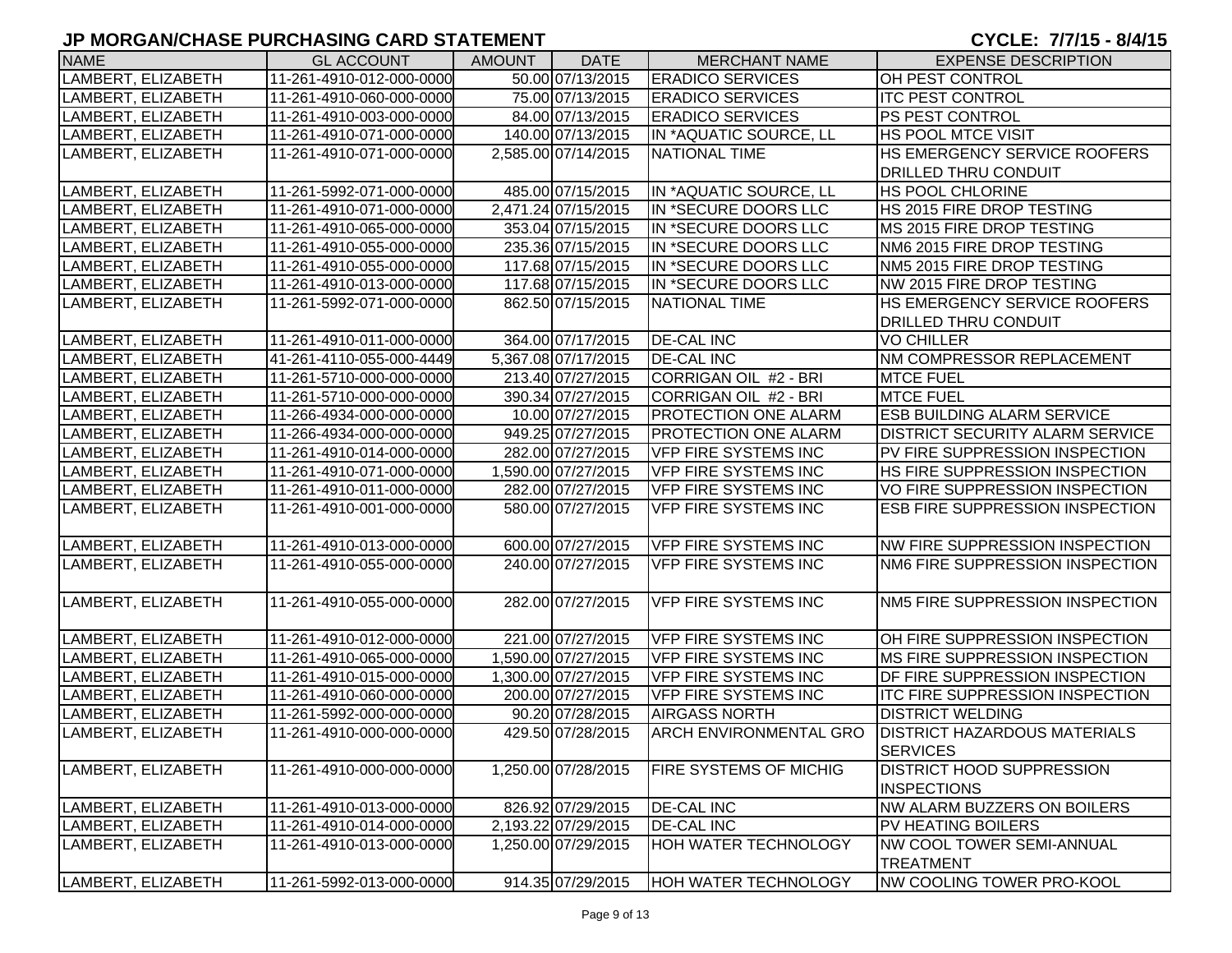## JP MORGAN/CHASE PURCHASING CARD STATEMENT

**CYCLE: 7/7/15 - 8/4/15**

| NAME | GL ACCOUNT | AMOUNT | DATE | MERCHANT NAME | EXPENSE DESCRIPTION |
|---|---|---|---|---|---|
| LAMBERT, ELIZABETH | 11-261-4910-012-000-0000 | 50.00 | 07/13/2015 | ERADICO SERVICES | OH PEST CONTROL |
| LAMBERT, ELIZABETH | 11-261-4910-060-000-0000 | 75.00 | 07/13/2015 | ERADICO SERVICES | ITC PEST CONTROL |
| LAMBERT, ELIZABETH | 11-261-4910-003-000-0000 | 84.00 | 07/13/2015 | ERADICO SERVICES | PS PEST CONTROL |
| LAMBERT, ELIZABETH | 11-261-4910-071-000-0000 | 140.00 | 07/13/2015 | IN *AQUATIC SOURCE, LL | HS POOL MTCE VISIT |
| LAMBERT, ELIZABETH | 11-261-4910-071-000-0000 | 2,585.00 | 07/14/2015 | NATIONAL TIME | HS EMERGENCY SERVICE ROOFERS DRILLED THRU CONDUIT |
| LAMBERT, ELIZABETH | 11-261-5992-071-000-0000 | 485.00 | 07/15/2015 | IN *AQUATIC SOURCE, LL | HS POOL CHLORINE |
| LAMBERT, ELIZABETH | 11-261-4910-071-000-0000 | 2,471.24 | 07/15/2015 | IN *SECURE DOORS LLC | HS 2015 FIRE DROP TESTING |
| LAMBERT, ELIZABETH | 11-261-4910-065-000-0000 | 353.04 | 07/15/2015 | IN *SECURE DOORS LLC | MS 2015 FIRE DROP TESTING |
| LAMBERT, ELIZABETH | 11-261-4910-055-000-0000 | 235.36 | 07/15/2015 | IN *SECURE DOORS LLC | NM6 2015 FIRE DROP TESTING |
| LAMBERT, ELIZABETH | 11-261-4910-055-000-0000 | 117.68 | 07/15/2015 | IN *SECURE DOORS LLC | NM5 2015 FIRE DROP TESTING |
| LAMBERT, ELIZABETH | 11-261-4910-013-000-0000 | 117.68 | 07/15/2015 | IN *SECURE DOORS LLC | NW 2015 FIRE DROP TESTING |
| LAMBERT, ELIZABETH | 11-261-5992-071-000-0000 | 862.50 | 07/15/2015 | NATIONAL TIME | HS EMERGENCY SERVICE ROOFERS DRILLED THRU CONDUIT |
| LAMBERT, ELIZABETH | 11-261-4910-011-000-0000 | 364.00 | 07/17/2015 | DE-CAL INC | VO CHILLER |
| LAMBERT, ELIZABETH | 41-261-4110-055-000-4449 | 5,367.08 | 07/17/2015 | DE-CAL INC | NM COMPRESSOR REPLACEMENT |
| LAMBERT, ELIZABETH | 11-261-5710-000-000-0000 | 213.40 | 07/27/2015 | CORRIGAN OIL #2 - BRI | MTCE FUEL |
| LAMBERT, ELIZABETH | 11-261-5710-000-000-0000 | 390.34 | 07/27/2015 | CORRIGAN OIL #2 - BRI | MTCE FUEL |
| LAMBERT, ELIZABETH | 11-266-4934-000-000-0000 | 10.00 | 07/27/2015 | PROTECTION ONE ALARM | ESB BUILDING ALARM SERVICE |
| LAMBERT, ELIZABETH | 11-266-4934-000-000-0000 | 949.25 | 07/27/2015 | PROTECTION ONE ALARM | DISTRICT SECURITY ALARM SERVICE |
| LAMBERT, ELIZABETH | 11-261-4910-014-000-0000 | 282.00 | 07/27/2015 | VFP FIRE SYSTEMS INC | PV FIRE SUPPRESSION INSPECTION |
| LAMBERT, ELIZABETH | 11-261-4910-071-000-0000 | 1,590.00 | 07/27/2015 | VFP FIRE SYSTEMS INC | HS FIRE SUPPRESSION INSPECTION |
| LAMBERT, ELIZABETH | 11-261-4910-011-000-0000 | 282.00 | 07/27/2015 | VFP FIRE SYSTEMS INC | VO FIRE SUPPRESSION INSPECTION |
| LAMBERT, ELIZABETH | 11-261-4910-001-000-0000 | 580.00 | 07/27/2015 | VFP FIRE SYSTEMS INC | ESB FIRE SUPPRESSION INSPECTION |
| LAMBERT, ELIZABETH | 11-261-4910-013-000-0000 | 600.00 | 07/27/2015 | VFP FIRE SYSTEMS INC | NW FIRE SUPPRESSION INSPECTION |
| LAMBERT, ELIZABETH | 11-261-4910-055-000-0000 | 240.00 | 07/27/2015 | VFP FIRE SYSTEMS INC | NM6 FIRE SUPPRESSION INSPECTION |
| LAMBERT, ELIZABETH | 11-261-4910-055-000-0000 | 282.00 | 07/27/2015 | VFP FIRE SYSTEMS INC | NM5 FIRE SUPPRESSION INSPECTION |
| LAMBERT, ELIZABETH | 11-261-4910-012-000-0000 | 221.00 | 07/27/2015 | VFP FIRE SYSTEMS INC | OH FIRE SUPPRESSION INSPECTION |
| LAMBERT, ELIZABETH | 11-261-4910-065-000-0000 | 1,590.00 | 07/27/2015 | VFP FIRE SYSTEMS INC | MS FIRE SUPPRESSION INSPECTION |
| LAMBERT, ELIZABETH | 11-261-4910-015-000-0000 | 1,300.00 | 07/27/2015 | VFP FIRE SYSTEMS INC | DF FIRE SUPPRESSION INSPECTION |
| LAMBERT, ELIZABETH | 11-261-4910-060-000-0000 | 200.00 | 07/27/2015 | VFP FIRE SYSTEMS INC | ITC FIRE SUPPRESSION INSPECTION |
| LAMBERT, ELIZABETH | 11-261-5992-000-000-0000 | 90.20 | 07/28/2015 | AIRGASS NORTH | DISTRICT WELDING |
| LAMBERT, ELIZABETH | 11-261-4910-000-000-0000 | 429.50 | 07/28/2015 | ARCH ENVIRONMENTAL GRO | DISTRICT HAZARDOUS MATERIALS SERVICES |
| LAMBERT, ELIZABETH | 11-261-4910-000-000-0000 | 1,250.00 | 07/28/2015 | FIRE SYSTEMS OF MICHIG | DISTRICT HOOD SUPPRESSION INSPECTIONS |
| LAMBERT, ELIZABETH | 11-261-4910-013-000-0000 | 826.92 | 07/29/2015 | DE-CAL INC | NW ALARM BUZZERS ON BOILERS |
| LAMBERT, ELIZABETH | 11-261-4910-014-000-0000 | 2,193.22 | 07/29/2015 | DE-CAL INC | PV HEATING BOILERS |
| LAMBERT, ELIZABETH | 11-261-4910-013-000-0000 | 1,250.00 | 07/29/2015 | HOH WATER TECHNOLOGY | NW COOL TOWER SEMI-ANNUAL TREATMENT |
| LAMBERT, ELIZABETH | 11-261-5992-013-000-0000 | 914.35 | 07/29/2015 | HOH WATER TECHNOLOGY | NW COOLING TOWER PRO-KOOL |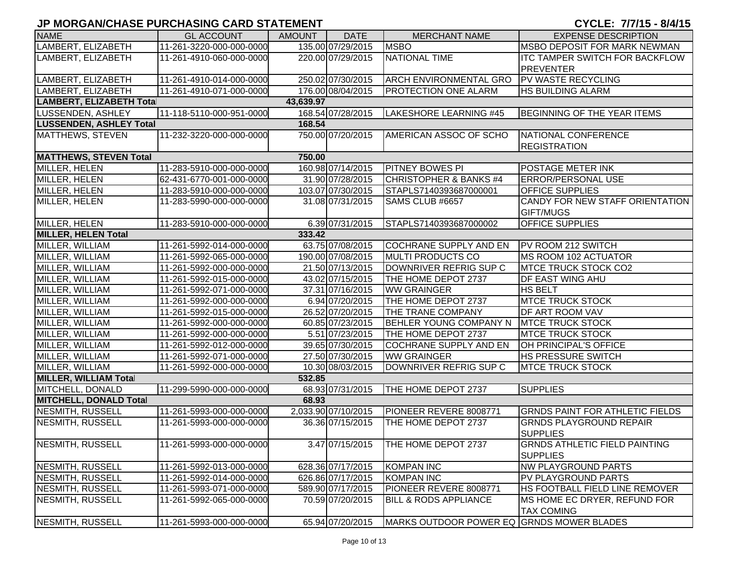## JP MORGAN/CHASE PURCHASING CARD STATEMENT

**CYCLE: 7/7/15 - 8/4/15**

| NAME | GL ACCOUNT | AMOUNT | DATE | MERCHANT NAME | EXPENSE DESCRIPTION |
|---|---|---|---|---|---|
| LAMBERT, ELIZABETH | 11-261-3220-000-000-0000 | 135.00 | 07/29/2015 | MSBO | MSBO DEPOSIT FOR MARK NEWMAN |
| LAMBERT, ELIZABETH | 11-261-4910-060-000-0000 | 220.00 | 07/29/2015 | NATIONAL TIME | ITC TAMPER SWITCH FOR BACKFLOW PREVENTER |
| LAMBERT, ELIZABETH | 11-261-4910-014-000-0000 | 250.02 | 07/30/2015 | ARCH ENVIRONMENTAL GRO | PV WASTE RECYCLING |
| LAMBERT, ELIZABETH | 11-261-4910-071-000-0000 | 176.00 | 08/04/2015 | PROTECTION ONE ALARM | HS BUILDING ALARM |
| **LAMBERT, ELIZABETH Total** | | **43,639.97** | | | |
| LUSSENDEN, ASHLEY | 11-118-5110-000-951-0000 | 168.54 | 07/28/2015 | LAKESHORE LEARNING #45 | BEGINNING OF THE YEAR ITEMS |
| **LUSSENDEN, ASHLEY Total** | | **168.54** | | | |
| MATTHEWS, STEVEN | 11-232-3220-000-000-0000 | 750.00 | 07/20/2015 | AMERICAN ASSOC OF SCHO | NATIONAL CONFERENCE REGISTRATION |
| **MATTHEWS, STEVEN Total** | | **750.00** | | | |
| MILLER, HELEN | 11-283-5910-000-000-0000 | 160.98 | 07/14/2015 | PITNEY BOWES PI | POSTAGE METER INK |
| MILLER, HELEN | 62-431-6770-001-000-0000 | 31.90 | 07/28/2015 | CHRISTOPHER & BANKS #4 | ERROR/PERSONAL USE |
| MILLER, HELEN | 11-283-5910-000-000-0000 | 103.07 | 07/30/2015 | STAPLS7140393687000001 | OFFICE SUPPLIES |
| MILLER, HELEN | 11-283-5990-000-000-0000 | 31.08 | 07/31/2015 | SAMS CLUB #6657 | CANDY FOR NEW STAFF ORIENTATION GIFT/MUGS |
| MILLER, HELEN | 11-283-5910-000-000-0000 | 6.39 | 07/31/2015 | STAPLS7140393687000002 | OFFICE SUPPLIES |
| **MILLER, HELEN Total** | | **333.42** | | | |
| MILLER, WILLIAM | 11-261-5992-014-000-0000 | 63.75 | 07/08/2015 | COCHRANE SUPPLY AND EN | PV ROOM 212 SWITCH |
| MILLER, WILLIAM | 11-261-5992-065-000-0000 | 190.00 | 07/08/2015 | MULTI PRODUCTS CO | MS ROOM 102 ACTUATOR |
| MILLER, WILLIAM | 11-261-5992-000-000-0000 | 21.50 | 07/13/2015 | DOWNRIVER REFRIG SUP C | MTCE TRUCK STOCK CO2 |
| MILLER, WILLIAM | 11-261-5992-015-000-0000 | 43.02 | 07/15/2015 | THE HOME DEPOT 2737 | DF EAST WING AHU |
| MILLER, WILLIAM | 11-261-5992-071-000-0000 | 37.31 | 07/16/2015 | WW GRAINGER | HS BELT |
| MILLER, WILLIAM | 11-261-5992-000-000-0000 | 6.94 | 07/20/2015 | THE HOME DEPOT 2737 | MTCE TRUCK STOCK |
| MILLER, WILLIAM | 11-261-5992-015-000-0000 | 26.52 | 07/20/2015 | THE TRANE COMPANY | DF ART ROOM VAV |
| MILLER, WILLIAM | 11-261-5992-000-000-0000 | 60.85 | 07/23/2015 | BEHLER YOUNG COMPANY N | MTCE TRUCK STOCK |
| MILLER, WILLIAM | 11-261-5992-000-000-0000 | 5.51 | 07/23/2015 | THE HOME DEPOT 2737 | MTCE TRUCK STOCK |
| MILLER, WILLIAM | 11-261-5992-012-000-0000 | 39.65 | 07/30/2015 | COCHRANE SUPPLY AND EN | OH PRINCIPAL'S OFFICE |
| MILLER, WILLIAM | 11-261-5992-071-000-0000 | 27.50 | 07/30/2015 | WW GRAINGER | HS PRESSURE SWITCH |
| MILLER, WILLIAM | 11-261-5992-000-000-0000 | 10.30 | 08/03/2015 | DOWNRIVER REFRIG SUP C | MTCE TRUCK STOCK |
| **MILLER, WILLIAM Total** | | **532.85** | | | |
| MITCHELL, DONALD | 11-299-5990-000-000-0000 | 68.93 | 07/31/2015 | THE HOME DEPOT 2737 | SUPPLIES |
| **MITCHELL, DONALD Total** | | **68.93** | | | |
| NESMITH, RUSSELL | 11-261-5993-000-000-0000 | 2,033.90 | 07/10/2015 | PIONEER REVERE 8008771 | GRNDS PAINT FOR ATHLETIC FIELDS |
| NESMITH, RUSSELL | 11-261-5993-000-000-0000 | 36.36 | 07/15/2015 | THE HOME DEPOT 2737 | GRNDS PLAYGROUND REPAIR SUPPLIES |
| NESMITH, RUSSELL | 11-261-5993-000-000-0000 | 3.47 | 07/15/2015 | THE HOME DEPOT 2737 | GRNDS ATHLETIC FIELD PAINTING SUPPLIES |
| NESMITH, RUSSELL | 11-261-5992-013-000-0000 | 628.36 | 07/17/2015 | KOMPAN INC | NW PLAYGROUND PARTS |
| NESMITH, RUSSELL | 11-261-5992-014-000-0000 | 626.86 | 07/17/2015 | KOMPAN INC | PV PLAYGROUND PARTS |
| NESMITH, RUSSELL | 11-261-5993-071-000-0000 | 589.90 | 07/17/2015 | PIONEER REVERE 8008771 | HS FOOTBALL FIELD LINE REMOVER |
| NESMITH, RUSSELL | 11-261-5992-065-000-0000 | 70.59 | 07/20/2015 | BILL & RODS APPLIANCE | MS HOME EC DRYER, REFUND FOR TAX COMING |
| NESMITH, RUSSELL | 11-261-5993-000-000-0000 | 65.94 | 07/20/2015 | MARKS OUTDOOR POWER EQ | GRNDS MOWER BLADES |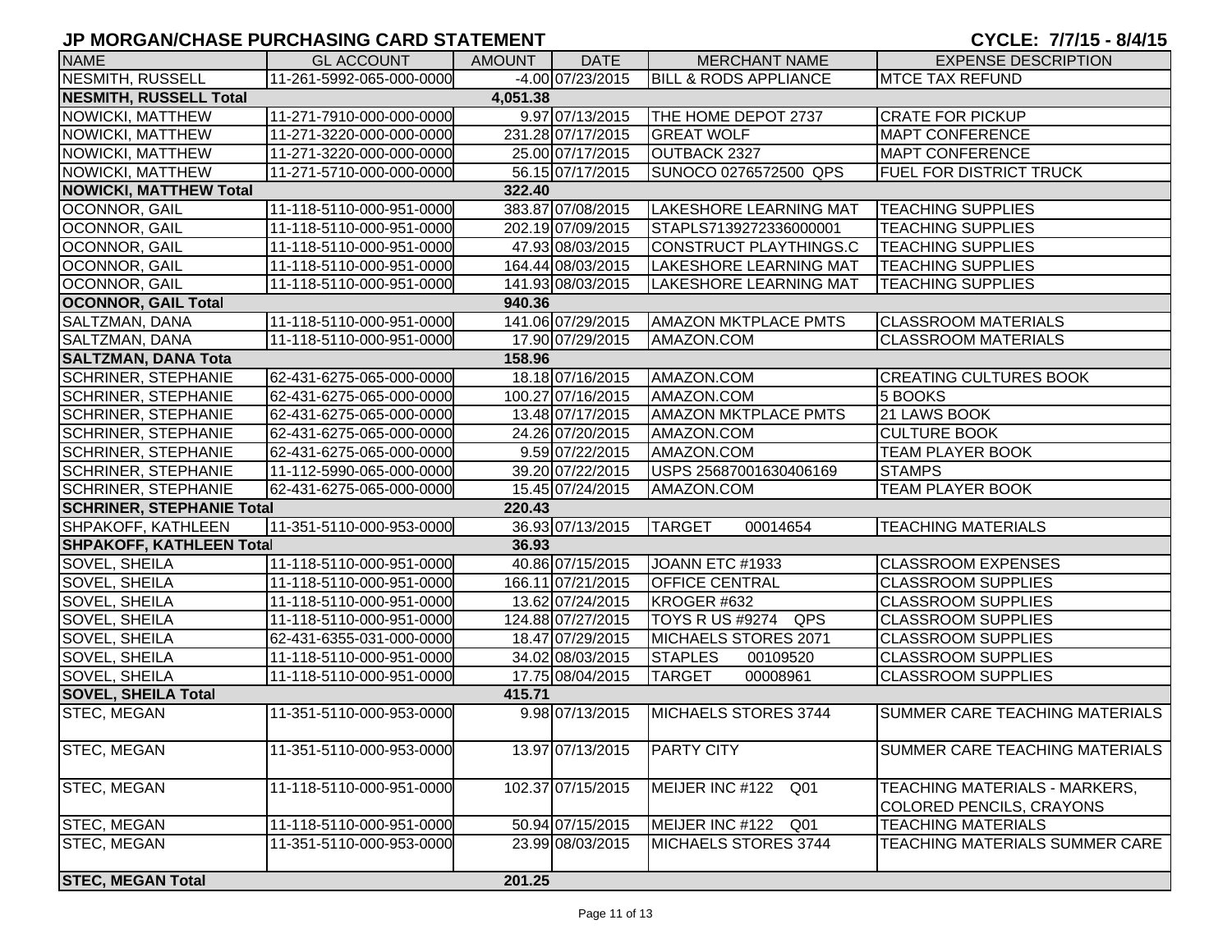# JP MORGAN/CHASE PURCHASING CARD STATEMENT

**CYCLE: 7/7/15 - 8/4/15**

| NAME | GL ACCOUNT | AMOUNT | DATE | MERCHANT NAME | EXPENSE DESCRIPTION |
|---|---|---|---|---|---|
| NESMITH, RUSSELL | 11-261-5992-065-000-0000 | -4.00 | 07/23/2015 | BILL & RODS APPLIANCE | MTCE TAX REFUND |
| **NESMITH, RUSSELL Total** | | **4,051.38** | | | |
| NOWICKI, MATTHEW | 11-271-7910-000-000-0000 | 9.97 | 07/13/2015 | THE HOME DEPOT 2737 | CRATE FOR PICKUP |
| NOWICKI, MATTHEW | 11-271-3220-000-000-0000 | 231.28 | 07/17/2015 | GREAT WOLF | MAPT CONFERENCE |
| NOWICKI, MATTHEW | 11-271-3220-000-000-0000 | 25.00 | 07/17/2015 | OUTBACK 2327 | MAPT CONFERENCE |
| NOWICKI, MATTHEW | 11-271-5710-000-000-0000 | 56.15 | 07/17/2015 | SUNOCO 0276572500 QPS | FUEL FOR DISTRICT TRUCK |
| **NOWICKI, MATTHEW Total** | | **322.40** | | | |
| OCONNOR, GAIL | 11-118-5110-000-951-0000 | 383.87 | 07/08/2015 | LAKESHORE LEARNING MAT | TEACHING SUPPLIES |
| OCONNOR, GAIL | 11-118-5110-000-951-0000 | 202.19 | 07/09/2015 | STAPLS7139272336000001 | TEACHING SUPPLIES |
| OCONNOR, GAIL | 11-118-5110-000-951-0000 | 47.93 | 08/03/2015 | CONSTRUCT PLAYTHINGS.C | TEACHING SUPPLIES |
| OCONNOR, GAIL | 11-118-5110-000-951-0000 | 164.44 | 08/03/2015 | LAKESHORE LEARNING MAT | TEACHING SUPPLIES |
| OCONNOR, GAIL | 11-118-5110-000-951-0000 | 141.93 | 08/03/2015 | LAKESHORE LEARNING MAT | TEACHING SUPPLIES |
| **OCONNOR, GAIL Total** | | **940.36** | | | |
| SALTZMAN, DANA | 11-118-5110-000-951-0000 | 141.06 | 07/29/2015 | AMAZON MKTPLACE PMTS | CLASSROOM MATERIALS |
| SALTZMAN, DANA | 11-118-5110-000-951-0000 | 17.90 | 07/29/2015 | AMAZON.COM | CLASSROOM MATERIALS |
| **SALTZMAN, DANA Tota** | | **158.96** | | | |
| SCHRINER, STEPHANIE | 62-431-6275-065-000-0000 | 18.18 | 07/16/2015 | AMAZON.COM | CREATING CULTURES BOOK |
| SCHRINER, STEPHANIE | 62-431-6275-065-000-0000 | 100.27 | 07/16/2015 | AMAZON.COM | 5 BOOKS |
| SCHRINER, STEPHANIE | 62-431-6275-065-000-0000 | 13.48 | 07/17/2015 | AMAZON MKTPLACE PMTS | 21 LAWS BOOK |
| SCHRINER, STEPHANIE | 62-431-6275-065-000-0000 | 24.26 | 07/20/2015 | AMAZON.COM | CULTURE BOOK |
| SCHRINER, STEPHANIE | 62-431-6275-065-000-0000 | 9.59 | 07/22/2015 | AMAZON.COM | TEAM PLAYER BOOK |
| SCHRINER, STEPHANIE | 11-112-5990-065-000-0000 | 39.20 | 07/22/2015 | USPS 25687001630406169 | STAMPS |
| SCHRINER, STEPHANIE | 62-431-6275-065-000-0000 | 15.45 | 07/24/2015 | AMAZON.COM | TEAM PLAYER BOOK |
| **SCHRINER, STEPHANIE Total** | | **220.43** | | | |
| SHPAKOFF, KATHLEEN | 11-351-5110-000-953-0000 | 36.93 | 07/13/2015 | TARGET 00014654 | TEACHING MATERIALS |
| **SHPAKOFF, KATHLEEN Total** | | **36.93** | | | |
| SOVEL, SHEILA | 11-118-5110-000-951-0000 | 40.86 | 07/15/2015 | JOANN ETC #1933 | CLASSROOM EXPENSES |
| SOVEL, SHEILA | 11-118-5110-000-951-0000 | 166.11 | 07/21/2015 | OFFICE CENTRAL | CLASSROOM SUPPLIES |
| SOVEL, SHEILA | 11-118-5110-000-951-0000 | 13.62 | 07/24/2015 | KROGER #632 | CLASSROOM SUPPLIES |
| SOVEL, SHEILA | 11-118-5110-000-951-0000 | 124.88 | 07/27/2015 | TOYS R US #9274 QPS | CLASSROOM SUPPLIES |
| SOVEL, SHEILA | 62-431-6355-031-000-0000 | 18.47 | 07/29/2015 | MICHAELS STORES 2071 | CLASSROOM SUPPLIES |
| SOVEL, SHEILA | 11-118-5110-000-951-0000 | 34.02 | 08/03/2015 | STAPLES 00109520 | CLASSROOM SUPPLIES |
| SOVEL, SHEILA | 11-118-5110-000-951-0000 | 17.75 | 08/04/2015 | TARGET 00008961 | CLASSROOM SUPPLIES |
| **SOVEL, SHEILA Total** | | **415.71** | | | |
| STEC, MEGAN | 11-351-5110-000-953-0000 | 9.98 | 07/13/2015 | MICHAELS STORES 3744 | SUMMER CARE TEACHING MATERIALS |
| STEC, MEGAN | 11-351-5110-000-953-0000 | 13.97 | 07/13/2015 | PARTY CITY | SUMMER CARE TEACHING MATERIALS |
| STEC, MEGAN | 11-118-5110-000-951-0000 | 102.37 | 07/15/2015 | MEIJER INC #122 Q01 | TEACHING MATERIALS - MARKERS, COLORED PENCILS, CRAYONS |
| STEC, MEGAN | 11-118-5110-000-951-0000 | 50.94 | 07/15/2015 | MEIJER INC #122 Q01 | TEACHING MATERIALS |
| STEC, MEGAN | 11-351-5110-000-953-0000 | 23.99 | 08/03/2015 | MICHAELS STORES 3744 | TEACHING MATERIALS SUMMER CARE |
| **STEC, MEGAN Total** | | **201.25** | | | |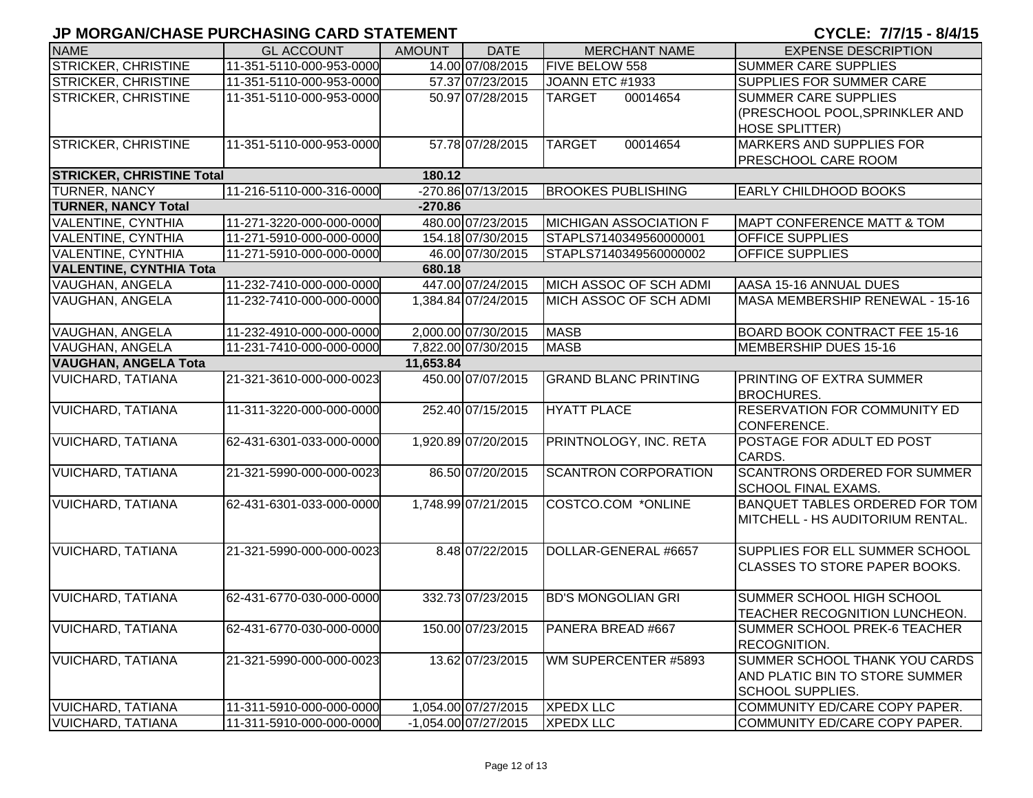## JP MORGAN/CHASE PURCHASING CARD STATEMENT

**CYCLE: 7/7/15 - 8/4/15**

| NAME | GL ACCOUNT | AMOUNT | DATE | MERCHANT NAME | EXPENSE DESCRIPTION |
|---|---|---|---|---|---|
| STRICKER, CHRISTINE | 11-351-5110-000-953-0000 | 14.00 | 07/08/2015 | FIVE BELOW 558 | SUMMER CARE SUPPLIES |
| STRICKER, CHRISTINE | 11-351-5110-000-953-0000 | 57.37 | 07/23/2015 | JOANN ETC #1933 | SUPPLIES FOR SUMMER CARE |
| STRICKER, CHRISTINE | 11-351-5110-000-953-0000 | 50.97 | 07/28/2015 | TARGET 00014654 | SUMMER CARE SUPPLIES (PRESCHOOL POOL,SPRINKLER AND HOSE SPLITTER) |
| STRICKER, CHRISTINE | 11-351-5110-000-953-0000 | 57.78 | 07/28/2015 | TARGET 00014654 | MARKERS AND SUPPLIES FOR PRESCHOOL CARE ROOM |
| **STRICKER, CHRISTINE Total** | | **180.12** | | | |
| TURNER, NANCY | 11-216-5110-000-316-0000 | -270.86 | 07/13/2015 | BROOKES PUBLISHING | EARLY CHILDHOOD BOOKS |
| **TURNER, NANCY Total** | | **-270.86** | | | |
| VALENTINE, CYNTHIA | 11-271-3220-000-000-0000 | 480.00 | 07/23/2015 | MICHIGAN ASSOCIATION F | MAPT CONFERENCE MATT & TOM |
| VALENTINE, CYNTHIA | 11-271-5910-000-000-0000 | 154.18 | 07/30/2015 | STAPLS7140349560000001 | OFFICE SUPPLIES |
| VALENTINE, CYNTHIA | 11-271-5910-000-000-0000 | 46.00 | 07/30/2015 | STAPLS7140349560000002 | OFFICE SUPPLIES |
| **VALENTINE, CYNTHIA Tota** | | **680.18** | | | |
| VAUGHAN, ANGELA | 11-232-7410-000-000-0000 | 447.00 | 07/24/2015 | MICH ASSOC OF SCH ADMI | AASA 15-16 ANNUAL DUES |
| VAUGHAN, ANGELA | 11-232-7410-000-000-0000 | 1,384.84 | 07/24/2015 | MICH ASSOC OF SCH ADMI | MASA MEMBERSHIP RENEWAL - 15-16 |
| VAUGHAN, ANGELA | 11-232-4910-000-000-0000 | 2,000.00 | 07/30/2015 | MASB | BOARD BOOK CONTRACT FEE 15-16 |
| VAUGHAN, ANGELA | 11-231-7410-000-000-0000 | 7,822.00 | 07/30/2015 | MASB | MEMBERSHIP DUES 15-16 |
| **VAUGHAN, ANGELA Tota** | | **11,653.84** | | | |
| VUICHARD, TATIANA | 21-321-3610-000-000-0023 | 450.00 | 07/07/2015 | GRAND BLANC PRINTING | PRINTING OF EXTRA SUMMER BROCHURES. |
| VUICHARD, TATIANA | 11-311-3220-000-000-0000 | 252.40 | 07/15/2015 | HYATT PLACE | RESERVATION FOR COMMUNITY ED CONFERENCE. |
| VUICHARD, TATIANA | 62-431-6301-033-000-0000 | 1,920.89 | 07/20/2015 | PRINTNOLOGY, INC. RETA | POSTAGE FOR ADULT ED POST CARDS. |
| VUICHARD, TATIANA | 21-321-5990-000-000-0023 | 86.50 | 07/20/2015 | SCANTRON CORPORATION | SCANTRONS ORDERED FOR SUMMER SCHOOL FINAL EXAMS. |
| VUICHARD, TATIANA | 62-431-6301-033-000-0000 | 1,748.99 | 07/21/2015 | COSTCO.COM *ONLINE | BANQUET TABLES ORDERED FOR TOM MITCHELL - HS AUDITORIUM RENTAL. |
| VUICHARD, TATIANA | 21-321-5990-000-000-0023 | 8.48 | 07/22/2015 | DOLLAR-GENERAL #6657 | SUPPLIES FOR ELL SUMMER SCHOOL CLASSES TO STORE PAPER BOOKS. |
| VUICHARD, TATIANA | 62-431-6770-030-000-0000 | 332.73 | 07/23/2015 | BD'S MONGOLIAN GRI | SUMMER SCHOOL HIGH SCHOOL TEACHER RECOGNITION LUNCHEON. |
| VUICHARD, TATIANA | 62-431-6770-030-000-0000 | 150.00 | 07/23/2015 | PANERA BREAD #667 | SUMMER SCHOOL PREK-6 TEACHER RECOGNITION. |
| VUICHARD, TATIANA | 21-321-5990-000-000-0023 | 13.62 | 07/23/2015 | WM SUPERCENTER #5893 | SUMMER SCHOOL THANK YOU CARDS AND PLATIC BIN TO STORE SUMMER SCHOOL SUPPLIES. |
| VUICHARD, TATIANA | 11-311-5910-000-000-0000 | 1,054.00 | 07/27/2015 | XPEDX LLC | COMMUNITY ED/CARE COPY PAPER. |
| VUICHARD, TATIANA | 11-311-5910-000-000-0000 | -1,054.00 | 07/27/2015 | XPEDX LLC | COMMUNITY ED/CARE COPY PAPER. |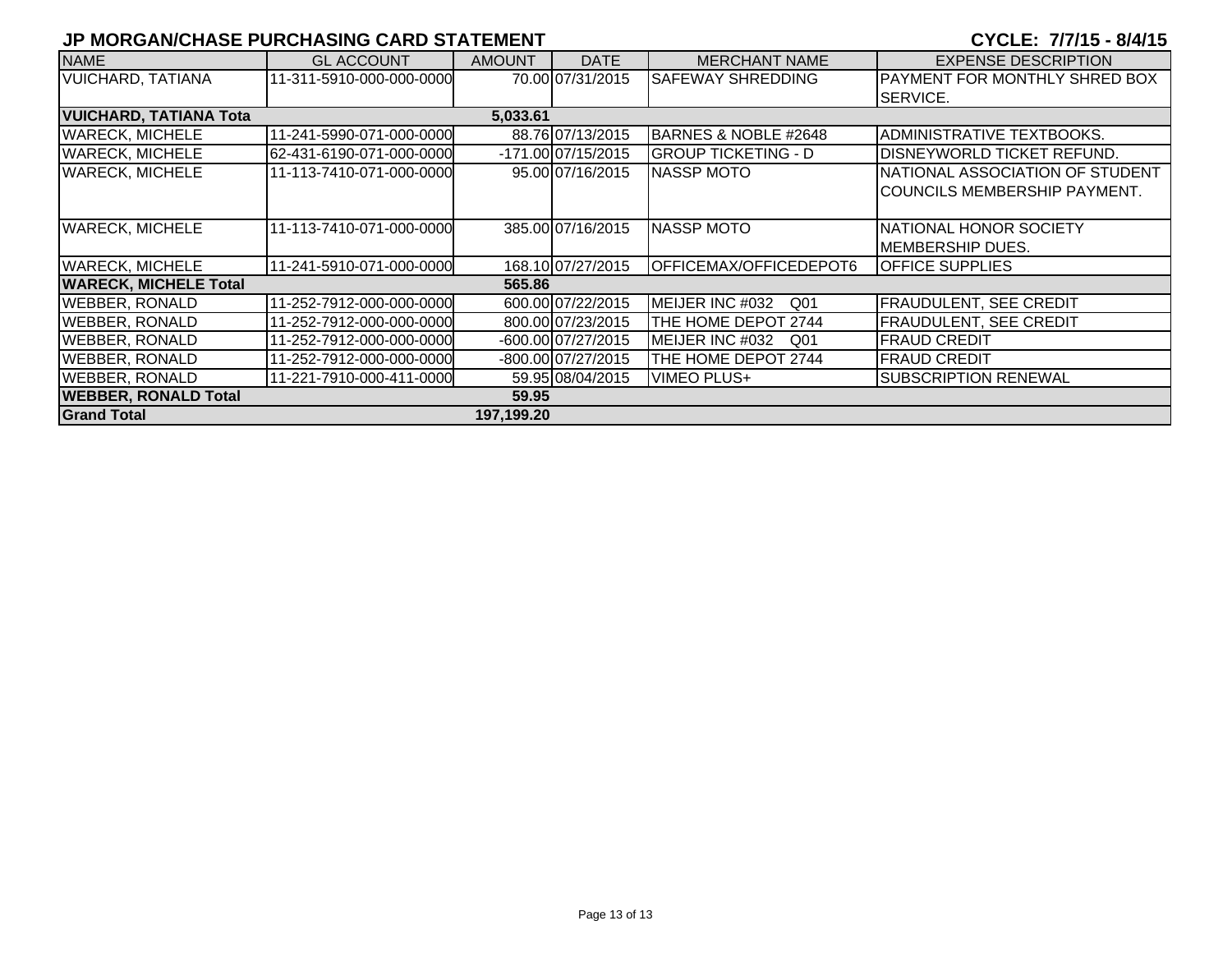## JP MORGAN/CHASE PURCHASING CARD STATEMENT

**CYCLE: 7/7/15 - 8/4/15**

| NAME | GL ACCOUNT | AMOUNT | DATE | MERCHANT NAME | EXPENSE DESCRIPTION |
|---|---|---|---|---|---|
| VUICHARD, TATIANA | 11-311-5910-000-000-0000 | 70.00 | 07/31/2015 | SAFEWAY SHREDDING | PAYMENT FOR MONTHLY SHRED BOX SERVICE. |
| **VUICHARD, TATIANA Tota** | | **5,033.61** | | | |
| WARECK, MICHELE | 11-241-5990-071-000-0000 | 88.76 | 07/13/2015 | BARNES & NOBLE #2648 | ADMINISTRATIVE TEXTBOOKS. |
| WARECK, MICHELE | 62-431-6190-071-000-0000 | -171.00 | 07/15/2015 | GROUP TICKETING - D | DISNEYWORLD TICKET REFUND. |
| WARECK, MICHELE | 11-113-7410-071-000-0000 | 95.00 | 07/16/2015 | NASSP MOTO | NATIONAL ASSOCIATION OF STUDENT COUNCILS MEMBERSHIP PAYMENT. |
| WARECK, MICHELE | 11-113-7410-071-000-0000 | 385.00 | 07/16/2015 | NASSP MOTO | NATIONAL HONOR SOCIETY MEMBERSHIP DUES. |
| WARECK, MICHELE | 11-241-5910-071-000-0000 | 168.10 | 07/27/2015 | OFFICEMAX/OFFICEDEPOT6 | OFFICE SUPPLIES |
| **WARECK, MICHELE Total** | | **565.86** | | | |
| WEBBER, RONALD | 11-252-7912-000-000-0000 | 600.00 | 07/22/2015 | MEIJER INC #032 Q01 | FRAUDULENT, SEE CREDIT |
| WEBBER, RONALD | 11-252-7912-000-000-0000 | 800.00 | 07/23/2015 | THE HOME DEPOT 2744 | FRAUDULENT, SEE CREDIT |
| WEBBER, RONALD | 11-252-7912-000-000-0000 | -600.00 | 07/27/2015 | MEIJER INC #032 Q01 | FRAUD CREDIT |
| WEBBER, RONALD | 11-252-7912-000-000-0000 | -800.00 | 07/27/2015 | THE HOME DEPOT 2744 | FRAUD CREDIT |
| WEBBER, RONALD | 11-221-7910-000-411-0000 | 59.95 | 08/04/2015 | VIMEO PLUS+ | SUBSCRIPTION RENEWAL |
| **WEBBER, RONALD Total** | | **59.95** | | | |
| **Grand Total** | | **197,199.20** | | | |